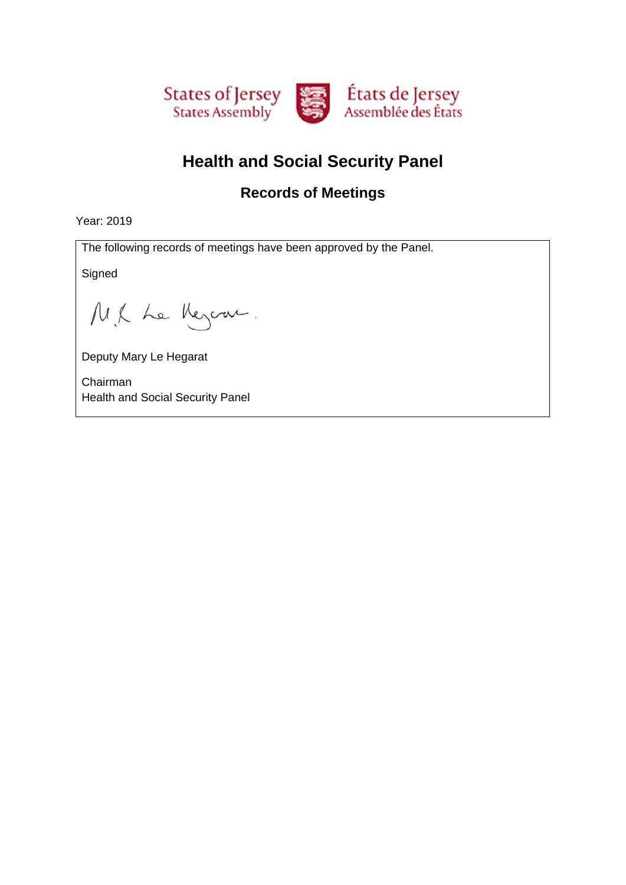States of Jersey
States Assembly

États de Jersey
Assemblée des États

# Health and Social Security Panel

## Records of Meetings

Year: 2019

The following records of meetings have been approved by the Panel.

Signed

M. R. Le Hegarat.

Deputy Mary Le Hegarat

Chairman
Health and Social Security Panel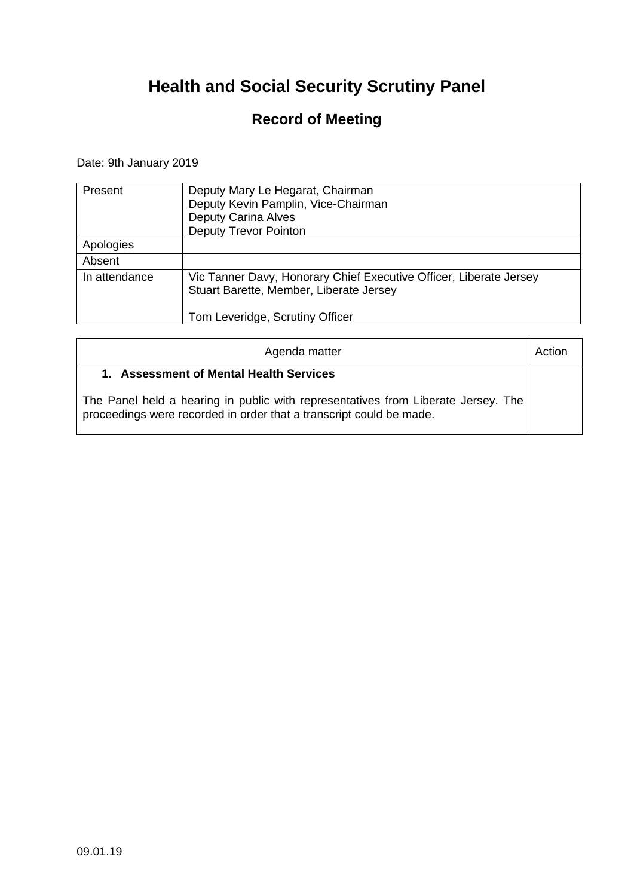# Health and Social Security Scrutiny Panel

## Record of Meeting

Date: 9th January 2019

| | |
|---|---|
| Present | Deputy Mary Le Hegarat, Chairman<br>Deputy Kevin Pamplin, Vice-Chairman<br>Deputy Carina Alves<br>Deputy Trevor Pointon |
| Apologies | |
| Absent | |
| In attendance | Vic Tanner Davy, Honorary Chief Executive Officer, Liberate Jersey<br>Stuart Barette, Member, Liberate Jersey<br><br>Tom Leveridge, Scrutiny Officer |

| Agenda matter | Action |
|---|---|
| **1. Assessment of Mental Health Services**<br><br>The Panel held a hearing in public with representatives from Liberate Jersey. The proceedings were recorded in order that a transcript could be made. | |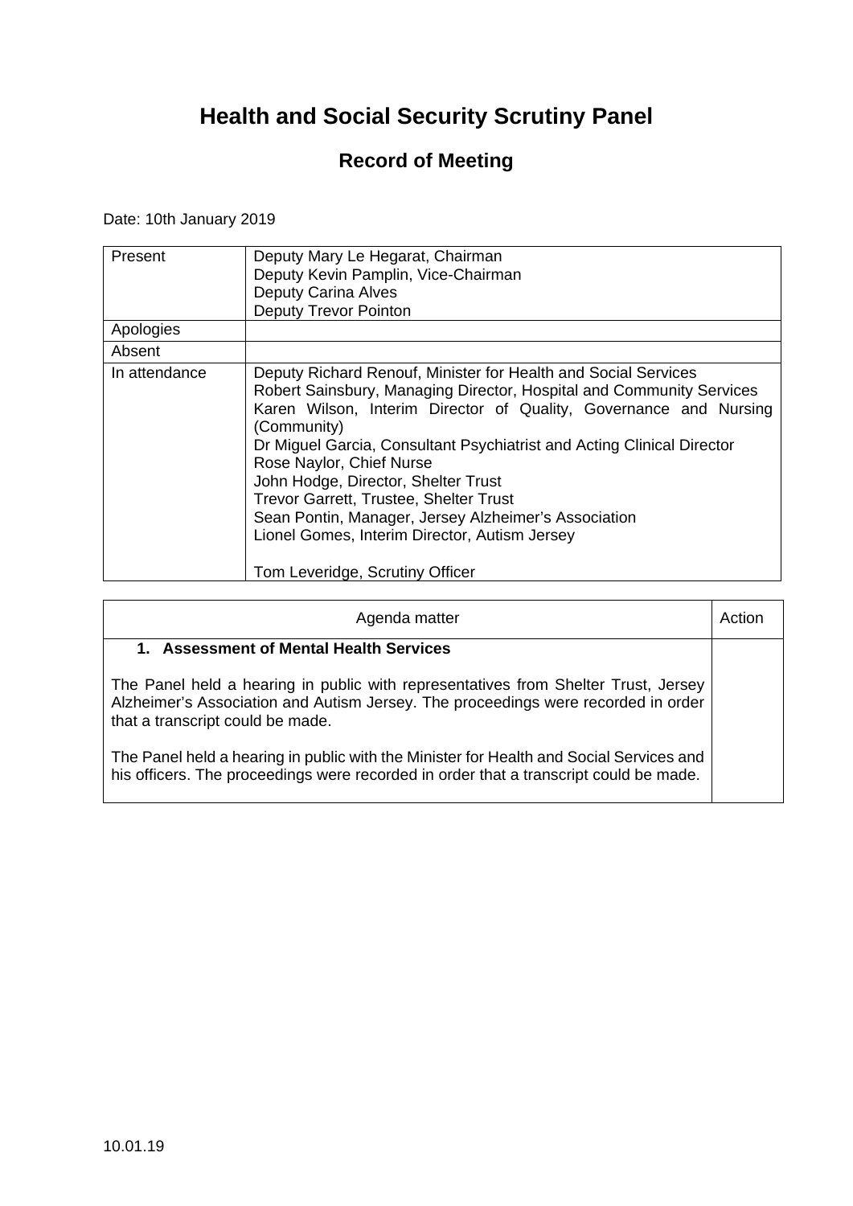# Health and Social Security Scrutiny Panel

## Record of Meeting

Date: 10th January 2019

| | |
|---|---|
| Present | Deputy Mary Le Hegarat, Chairman<br>Deputy Kevin Pamplin, Vice-Chairman<br>Deputy Carina Alves<br>Deputy Trevor Pointon |
| Apologies | |
| Absent | |
| In attendance | Deputy Richard Renouf, Minister for Health and Social Services<br>Robert Sainsbury, Managing Director, Hospital and Community Services<br>Karen Wilson, Interim Director of Quality, Governance and Nursing (Community)<br>Dr Miguel Garcia, Consultant Psychiatrist and Acting Clinical Director<br>Rose Naylor, Chief Nurse<br>John Hodge, Director, Shelter Trust<br>Trevor Garrett, Trustee, Shelter Trust<br>Sean Pontin, Manager, Jersey Alzheimer's Association<br>Lionel Gomes, Interim Director, Autism Jersey<br><br>Tom Leveridge, Scrutiny Officer |

| Agenda matter | Action |
|---|---|
| **1. Assessment of Mental Health Services**<br><br>The Panel held a hearing in public with representatives from Shelter Trust, Jersey Alzheimer's Association and Autism Jersey. The proceedings were recorded in order that a transcript could be made.<br><br>The Panel held a hearing in public with the Minister for Health and Social Services and his officers. The proceedings were recorded in order that a transcript could be made. | |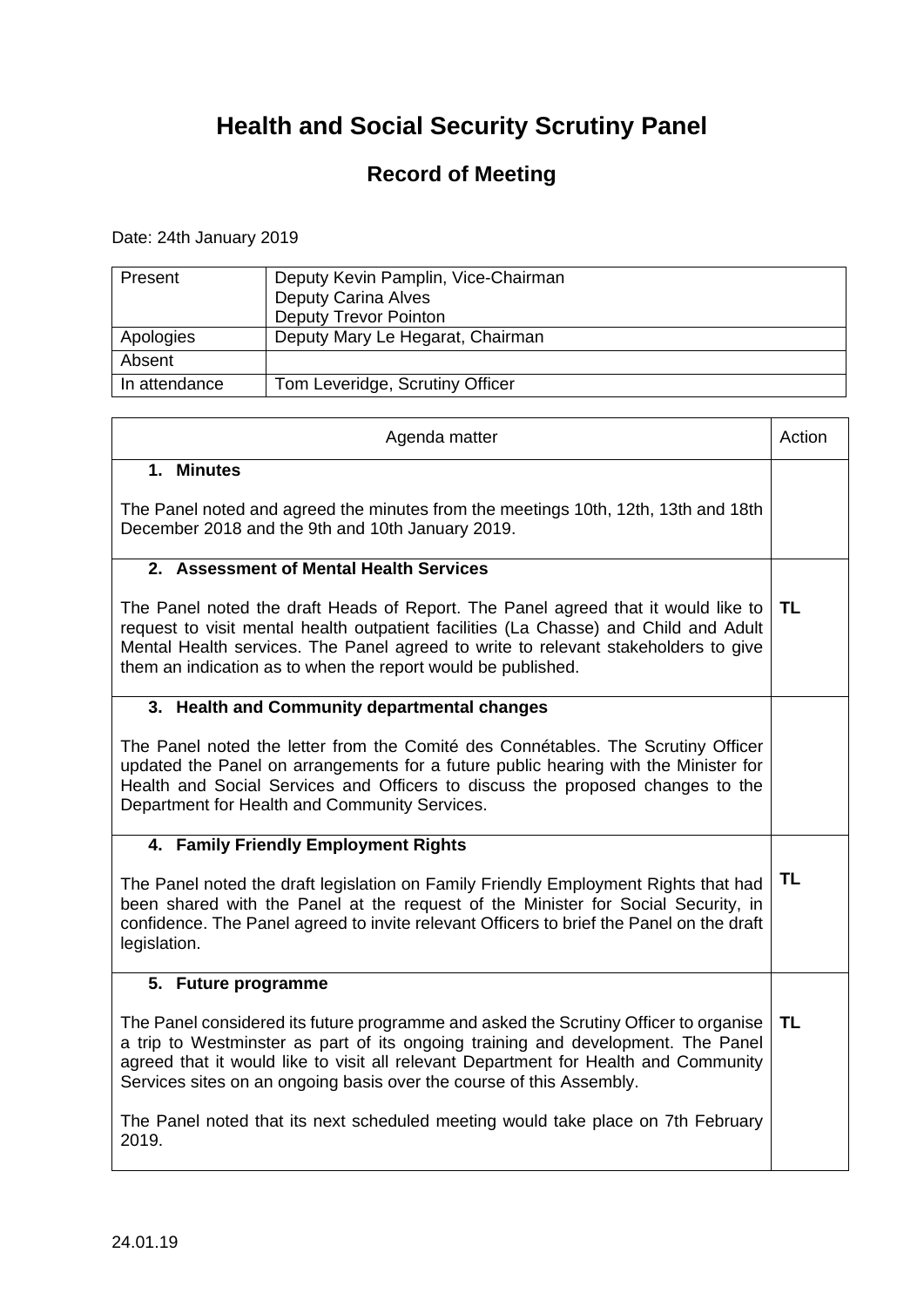# Health and Social Security Scrutiny Panel

## Record of Meeting

Date: 24th January 2019

| | |
|---|---|
| Present | Deputy Kevin Pamplin, Vice-Chairman<br>Deputy Carina Alves<br>Deputy Trevor Pointon |
| Apologies | Deputy Mary Le Hegarat, Chairman |
| Absent | |
| In attendance | Tom Leveridge, Scrutiny Officer |

| Agenda matter | Action |
|---|---|
| **1. Minutes**<br><br>The Panel noted and agreed the minutes from the meetings 10th, 12th, 13th and 18th December 2018 and the 9th and 10th January 2019. | |
| **2. Assessment of Mental Health Services**<br><br>The Panel noted the draft Heads of Report. The Panel agreed that it would like to request to visit mental health outpatient facilities (La Chasse) and Child and Adult Mental Health services. The Panel agreed to write to relevant stakeholders to give them an indication as to when the report would be published. | **TL** |
| **3. Health and Community departmental changes**<br><br>The Panel noted the letter from the Comité des Connétables. The Scrutiny Officer updated the Panel on arrangements for a future public hearing with the Minister for Health and Social Services and Officers to discuss the proposed changes to the Department for Health and Community Services. | |
| **4. Family Friendly Employment Rights**<br><br>The Panel noted the draft legislation on Family Friendly Employment Rights that had been shared with the Panel at the request of the Minister for Social Security, in confidence. The Panel agreed to invite relevant Officers to brief the Panel on the draft legislation. | **TL** |
| **5. Future programme**<br><br>The Panel considered its future programme and asked the Scrutiny Officer to organise a trip to Westminster as part of its ongoing training and development. The Panel agreed that it would like to visit all relevant Department for Health and Community Services sites on an ongoing basis over the course of this Assembly.<br><br>The Panel noted that its next scheduled meeting would take place on 7th February 2019. | **TL** |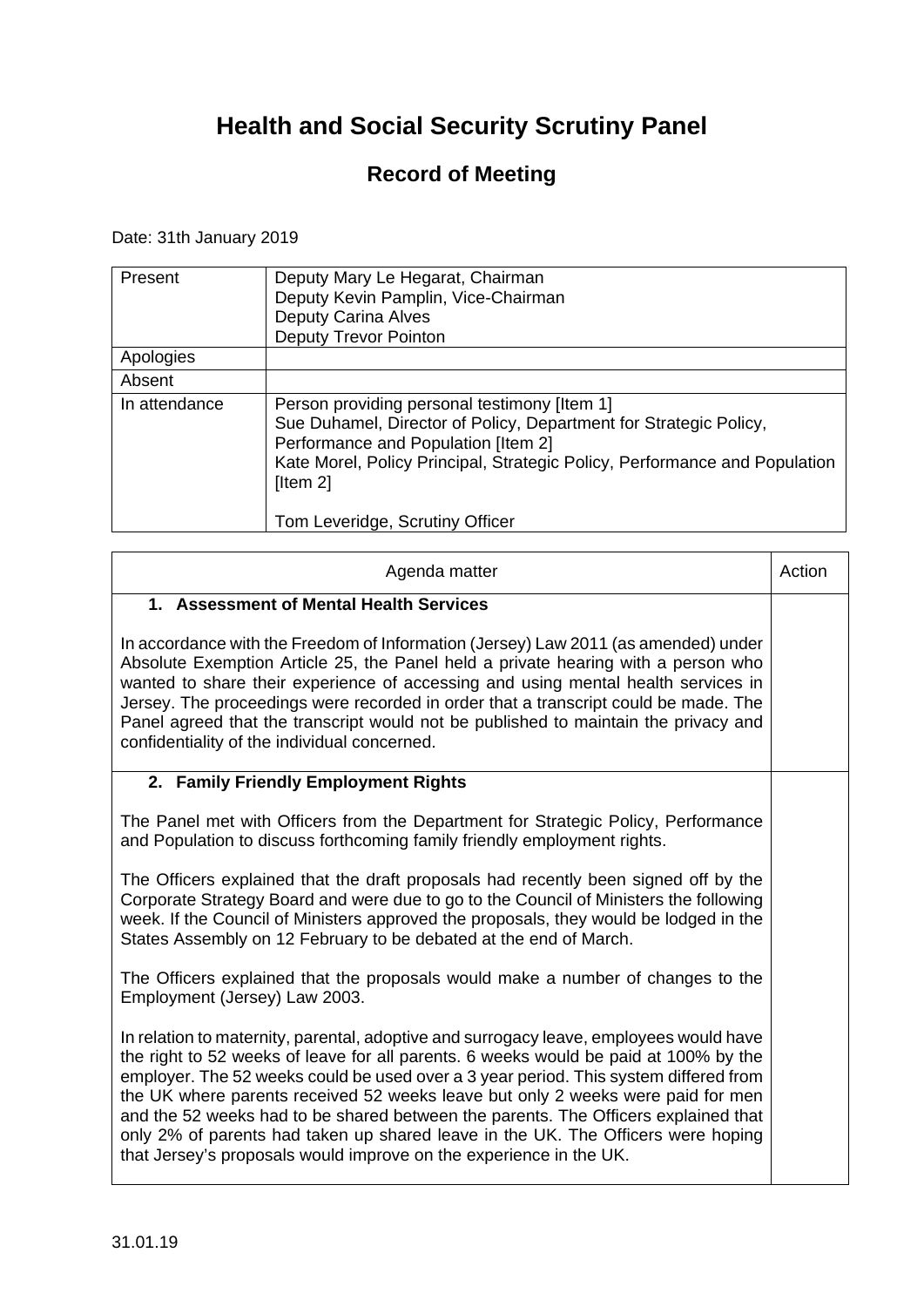# Health and Social Security Scrutiny Panel

## Record of Meeting

Date: 31th January 2019

| | |
|---|---|
| Present | Deputy Mary Le Hegarat, Chairman<br>Deputy Kevin Pamplin, Vice-Chairman<br>Deputy Carina Alves<br>Deputy Trevor Pointon |
| Apologies | |
| Absent | |
| In attendance | Person providing personal testimony [Item 1]<br>Sue Duhamel, Director of Policy, Department for Strategic Policy, Performance and Population [Item 2]<br>Kate Morel, Policy Principal, Strategic Policy, Performance and Population [Item 2]<br><br>Tom Leveridge, Scrutiny Officer |

| Agenda matter | Action |
|---|---|
| **1. Assessment of Mental Health Services**<br><br>In accordance with the Freedom of Information (Jersey) Law 2011 (as amended) under Absolute Exemption Article 25, the Panel held a private hearing with a person who wanted to share their experience of accessing and using mental health services in Jersey. The proceedings were recorded in order that a transcript could be made. The Panel agreed that the transcript would not be published to maintain the privacy and confidentiality of the individual concerned. | |
| **2. Family Friendly Employment Rights**<br><br>The Panel met with Officers from the Department for Strategic Policy, Performance and Population to discuss forthcoming family friendly employment rights.<br><br>The Officers explained that the draft proposals had recently been signed off by the Corporate Strategy Board and were due to go to the Council of Ministers the following week. If the Council of Ministers approved the proposals, they would be lodged in the States Assembly on 12 February to be debated at the end of March.<br><br>The Officers explained that the proposals would make a number of changes to the Employment (Jersey) Law 2003.<br><br>In relation to maternity, parental, adoptive and surrogacy leave, employees would have the right to 52 weeks of leave for all parents. 6 weeks would be paid at 100% by the employer. The 52 weeks could be used over a 3 year period. This system differed from the UK where parents received 52 weeks leave but only 2 weeks were paid for men and the 52 weeks had to be shared between the parents. The Officers explained that only 2% of parents had taken up shared leave in the UK. The Officers were hoping that Jersey's proposals would improve on the experience in the UK. | |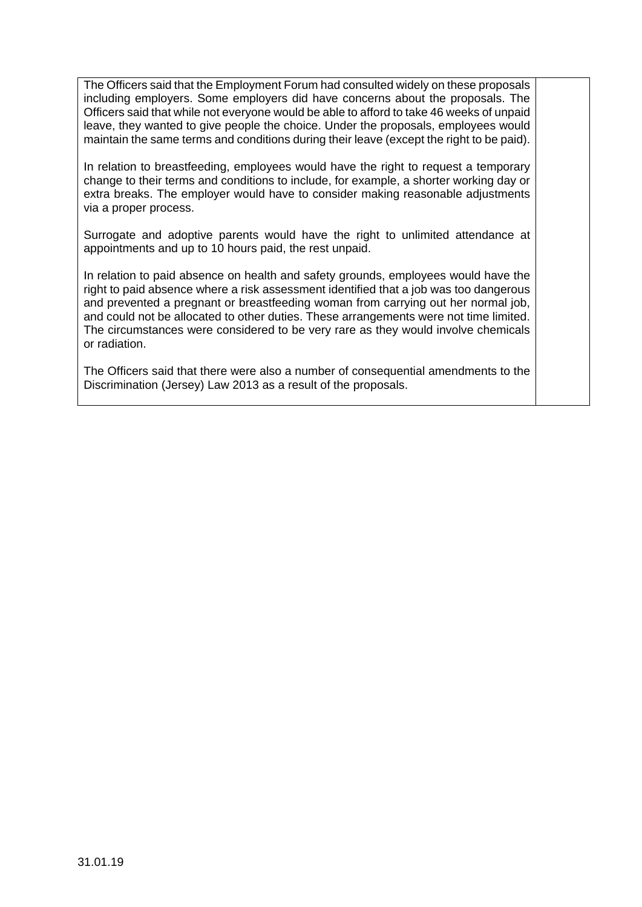| | |
|---|---|
| The Officers said that the Employment Forum had consulted widely on these proposals including employers. Some employers did have concerns about the proposals. The Officers said that while not everyone would be able to afford to take 46 weeks of unpaid leave, they wanted to give people the choice. Under the proposals, employees would maintain the same terms and conditions during their leave (except the right to be paid).<br><br>In relation to breastfeeding, employees would have the right to request a temporary change to their terms and conditions to include, for example, a shorter working day or extra breaks. The employer would have to consider making reasonable adjustments via a proper process.<br><br>Surrogate and adoptive parents would have the right to unlimited attendance at appointments and up to 10 hours paid, the rest unpaid.<br><br>In relation to paid absence on health and safety grounds, employees would have the right to paid absence where a risk assessment identified that a job was too dangerous and prevented a pregnant or breastfeeding woman from carrying out her normal job, and could not be allocated to other duties. These arrangements were not time limited. The circumstances were considered to be very rare as they would involve chemicals or radiation.<br><br>The Officers said that there were also a number of consequential amendments to the Discrimination (Jersey) Law 2013 as a result of the proposals. | |

31.01.19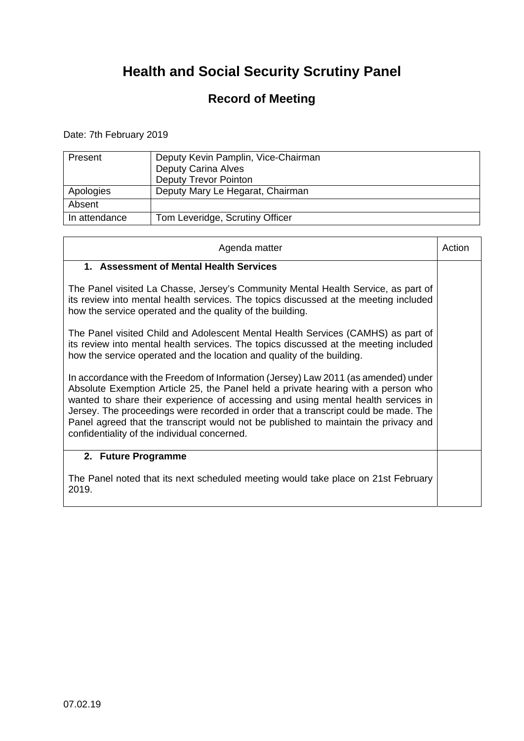# Health and Social Security Scrutiny Panel

## Record of Meeting

Date: 7th February 2019

| | |
|---|---|
| Present | Deputy Kevin Pamplin, Vice-Chairman<br>Deputy Carina Alves<br>Deputy Trevor Pointon |
| Apologies | Deputy Mary Le Hegarat, Chairman |
| Absent | |
| In attendance | Tom Leveridge, Scrutiny Officer |

| Agenda matter | Action |
|---|---|
| **1. Assessment of Mental Health Services**<br><br>The Panel visited La Chasse, Jersey's Community Mental Health Service, as part of its review into mental health services. The topics discussed at the meeting included how the service operated and the quality of the building.<br><br>The Panel visited Child and Adolescent Mental Health Services (CAMHS) as part of its review into mental health services. The topics discussed at the meeting included how the service operated and the location and quality of the building.<br><br>In accordance with the Freedom of Information (Jersey) Law 2011 (as amended) under Absolute Exemption Article 25, the Panel held a private hearing with a person who wanted to share their experience of accessing and using mental health services in Jersey. The proceedings were recorded in order that a transcript could be made. The Panel agreed that the transcript would not be published to maintain the privacy and confidentiality of the individual concerned. | |
| **2. Future Programme**<br><br>The Panel noted that its next scheduled meeting would take place on 21st February 2019. | |

07.02.19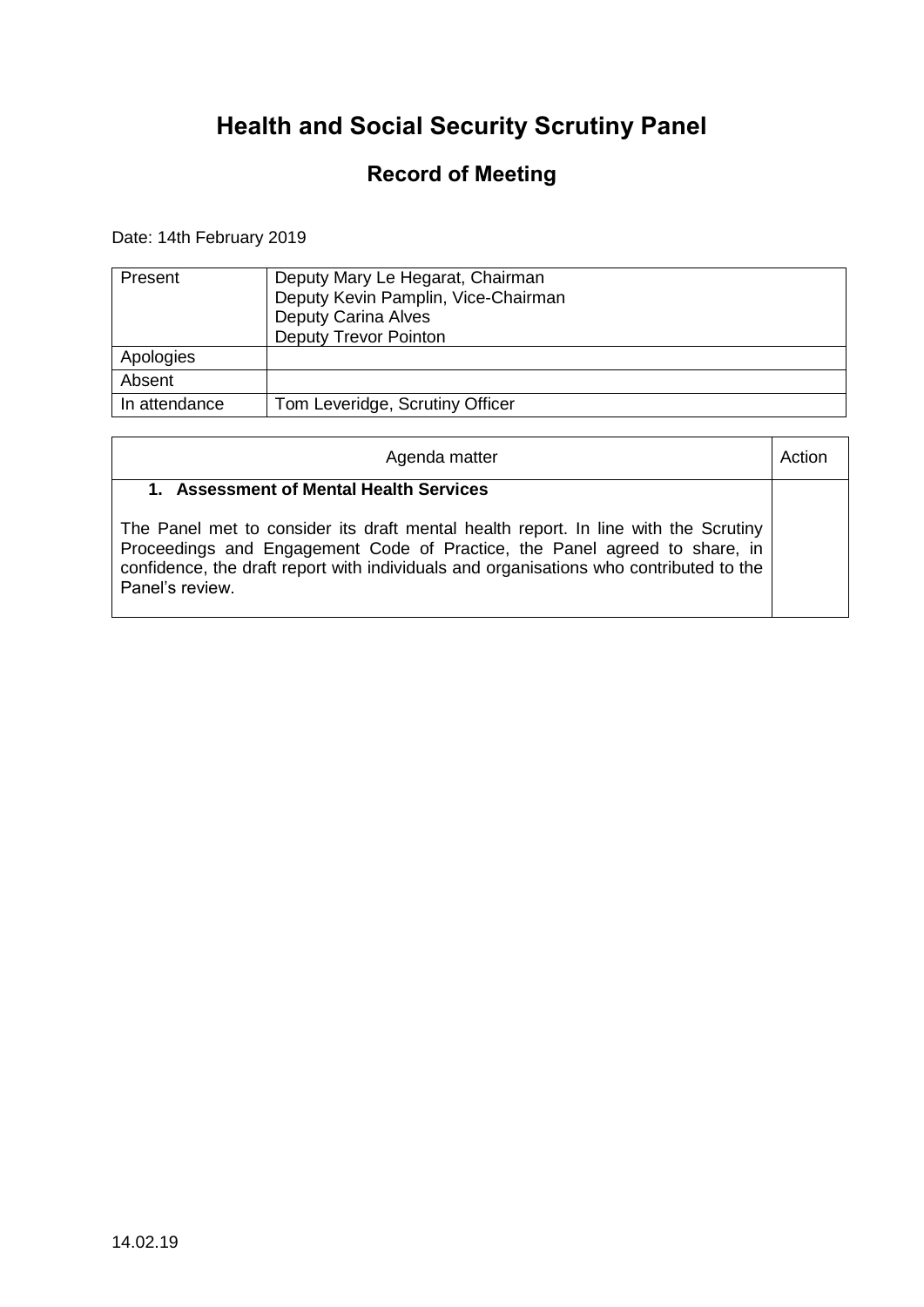# Health and Social Security Scrutiny Panel

## Record of Meeting

Date: 14th February 2019

| Present | Deputy Mary Le Hegarat, Chairman<br>Deputy Kevin Pamplin, Vice-Chairman<br>Deputy Carina Alves<br>Deputy Trevor Pointon |
|---|---|
| Apologies | |
| Absent | |
| In attendance | Tom Leveridge, Scrutiny Officer |

| Agenda matter | Action |
|---|---|
| **1. Assessment of Mental Health Services**<br><br>The Panel met to consider its draft mental health report. In line with the Scrutiny Proceedings and Engagement Code of Practice, the Panel agreed to share, in confidence, the draft report with individuals and organisations who contributed to the Panel's review. | |

14.02.19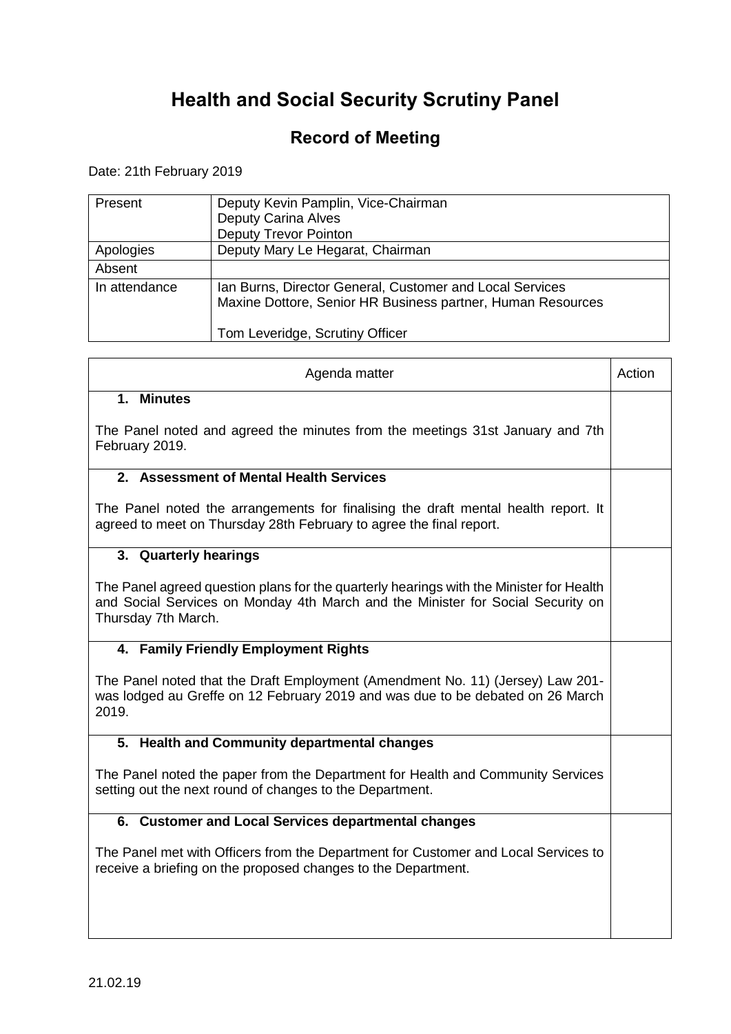# Health and Social Security Scrutiny Panel

## Record of Meeting

Date: 21th February 2019

| | |
|---|---|
| Present | Deputy Kevin Pamplin, Vice-Chairman<br>Deputy Carina Alves<br>Deputy Trevor Pointon |
| Apologies | Deputy Mary Le Hegarat, Chairman |
| Absent | |
| In attendance | Ian Burns, Director General, Customer and Local Services<br>Maxine Dottore, Senior HR Business partner, Human Resources<br><br>Tom Leveridge, Scrutiny Officer |

| Agenda matter | Action |
|---|---|
| **1. Minutes**<br><br>The Panel noted and agreed the minutes from the meetings 31st January and 7th February 2019. | |
| **2. Assessment of Mental Health Services**<br><br>The Panel noted the arrangements for finalising the draft mental health report. It agreed to meet on Thursday 28th February to agree the final report. | |
| **3. Quarterly hearings**<br><br>The Panel agreed question plans for the quarterly hearings with the Minister for Health and Social Services on Monday 4th March and the Minister for Social Security on Thursday 7th March. | |
| **4. Family Friendly Employment Rights**<br><br>The Panel noted that the Draft Employment (Amendment No. 11) (Jersey) Law 201- was lodged au Greffe on 12 February 2019 and was due to be debated on 26 March 2019. | |
| **5. Health and Community departmental changes**<br><br>The Panel noted the paper from the Department for Health and Community Services setting out the next round of changes to the Department. | |
| **6. Customer and Local Services departmental changes**<br><br>The Panel met with Officers from the Department for Customer and Local Services to receive a briefing on the proposed changes to the Department. | |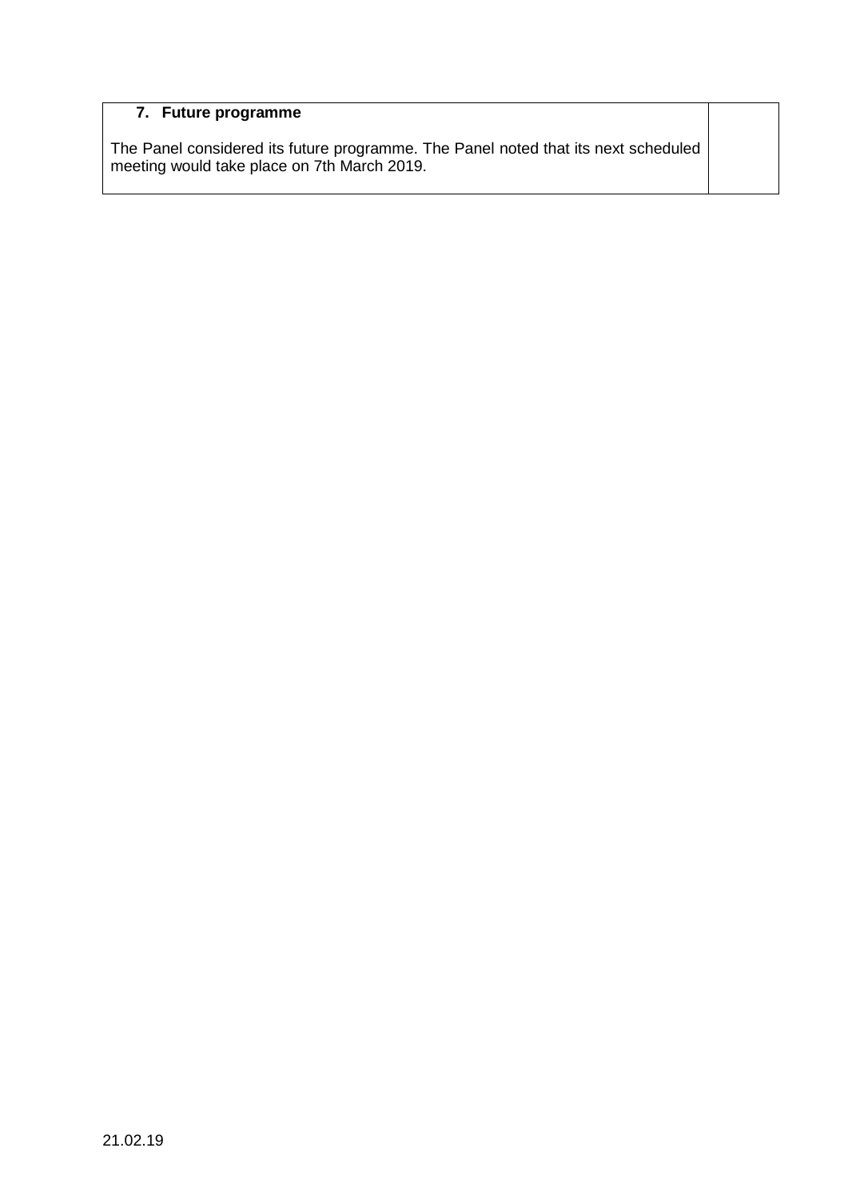| **7. Future programme**<br><br>The Panel considered its future programme. The Panel noted that its next scheduled meeting would take place on 7th March 2019. | |
|---|---|

21.02.19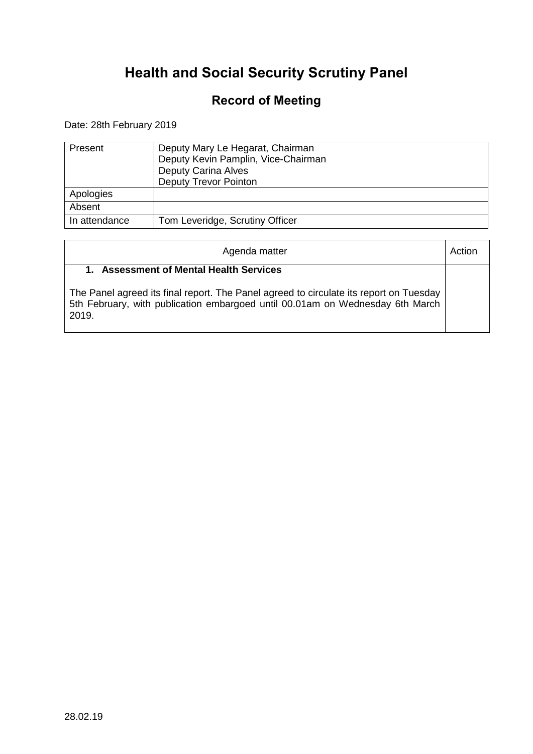# Health and Social Security Scrutiny Panel

## Record of Meeting

Date: 28th February 2019

| Present | Deputy Mary Le Hegarat, Chairman<br>Deputy Kevin Pamplin, Vice-Chairman<br>Deputy Carina Alves<br>Deputy Trevor Pointon |
|---|---|
| Apologies | |
| Absent | |
| In attendance | Tom Leveridge, Scrutiny Officer |

| Agenda matter | Action |
|---|---|
| **1. Assessment of Mental Health Services**<br><br>The Panel agreed its final report. The Panel agreed to circulate its report on Tuesday 5th February, with publication embargoed until 00.01am on Wednesday 6th March 2019. | |

28.02.19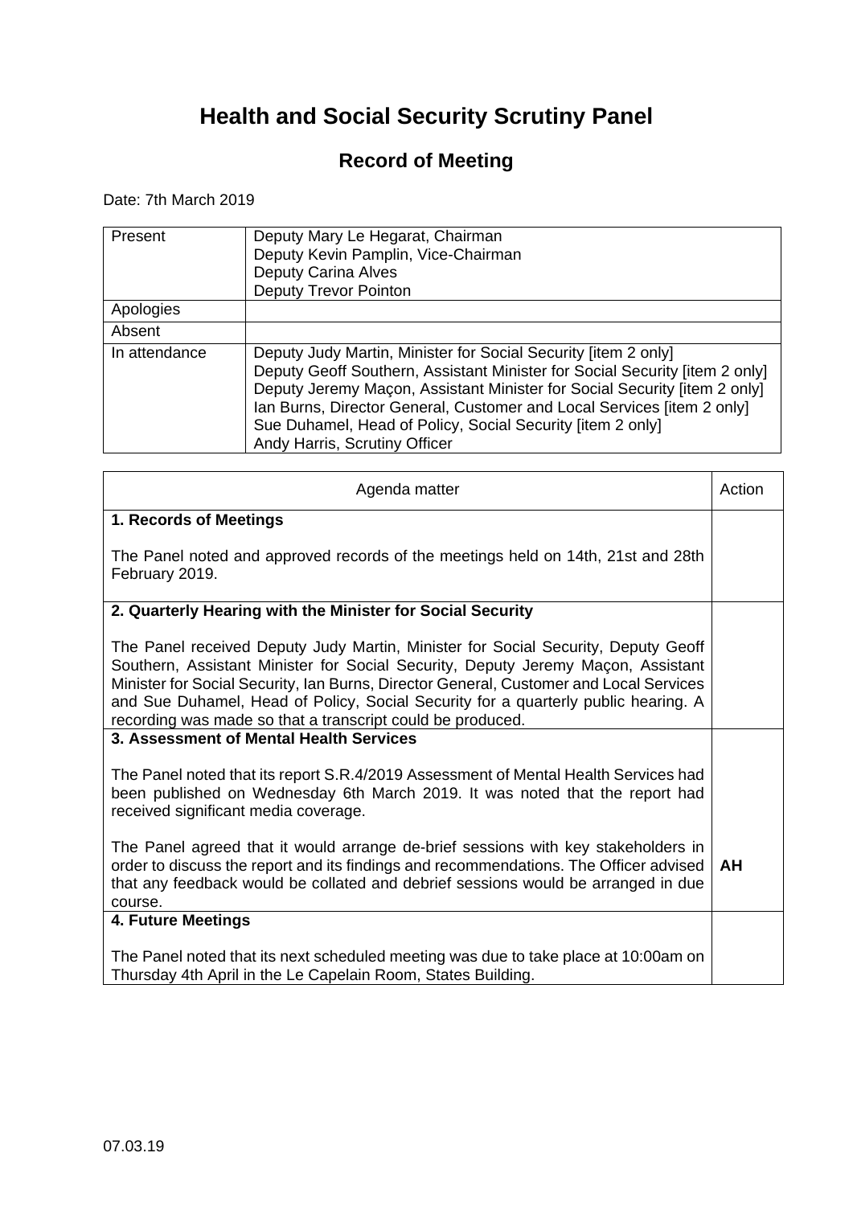# Health and Social Security Scrutiny Panel

## Record of Meeting

Date: 7th March 2019

| | |
|---|---|
| Present | Deputy Mary Le Hegarat, Chairman<br>Deputy Kevin Pamplin, Vice-Chairman<br>Deputy Carina Alves<br>Deputy Trevor Pointon |
| Apologies | |
| Absent | |
| In attendance | Deputy Judy Martin, Minister for Social Security [item 2 only]<br>Deputy Geoff Southern, Assistant Minister for Social Security [item 2 only]<br>Deputy Jeremy Maçon, Assistant Minister for Social Security [item 2 only]<br>Ian Burns, Director General, Customer and Local Services [item 2 only]<br>Sue Duhamel, Head of Policy, Social Security [item 2 only]<br>Andy Harris, Scrutiny Officer |

| Agenda matter | Action |
|---|---|
| **1. Records of Meetings**<br><br>The Panel noted and approved records of the meetings held on 14th, 21st and 28th February 2019. | |
| **2. Quarterly Hearing with the Minister for Social Security**<br><br>The Panel received Deputy Judy Martin, Minister for Social Security, Deputy Geoff Southern, Assistant Minister for Social Security, Deputy Jeremy Maçon, Assistant Minister for Social Security, Ian Burns, Director General, Customer and Local Services and Sue Duhamel, Head of Policy, Social Security for a quarterly public hearing. A recording was made so that a transcript could be produced. | |
| **3. Assessment of Mental Health Services**<br><br>The Panel noted that its report S.R.4/2019 Assessment of Mental Health Services had been published on Wednesday 6th March 2019. It was noted that the report had received significant media coverage.<br><br>The Panel agreed that it would arrange de-brief sessions with key stakeholders in order to discuss the report and its findings and recommendations. The Officer advised that any feedback would be collated and debrief sessions would be arranged in due course. | **AH** |
| **4. Future Meetings**<br><br>The Panel noted that its next scheduled meeting was due to take place at 10:00am on Thursday 4th April in the Le Capelain Room, States Building. | |

07.03.19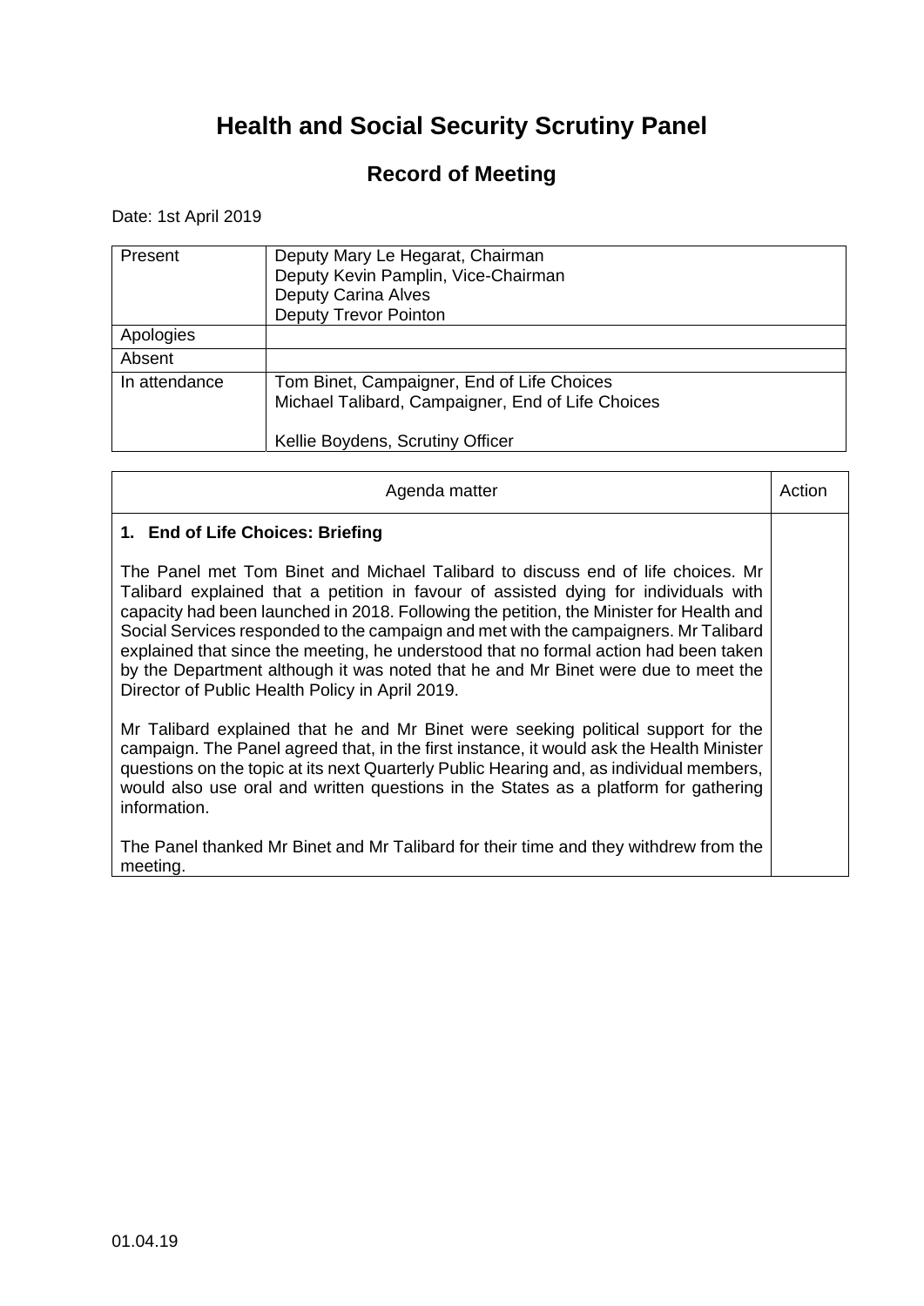# Health and Social Security Scrutiny Panel

## Record of Meeting

Date: 1st April 2019

| | |
|---|---|
| Present | Deputy Mary Le Hegarat, Chairman<br>Deputy Kevin Pamplin, Vice-Chairman<br>Deputy Carina Alves<br>Deputy Trevor Pointon |
| Apologies | |
| Absent | |
| In attendance | Tom Binet, Campaigner, End of Life Choices<br>Michael Talibard, Campaigner, End of Life Choices<br><br>Kellie Boydens, Scrutiny Officer |

| Agenda matter | Action |
|---|---|
| **1. End of Life Choices: Briefing**<br><br>The Panel met Tom Binet and Michael Talibard to discuss end of life choices. Mr Talibard explained that a petition in favour of assisted dying for individuals with capacity had been launched in 2018. Following the petition, the Minister for Health and Social Services responded to the campaign and met with the campaigners. Mr Talibard explained that since the meeting, he understood that no formal action had been taken by the Department although it was noted that he and Mr Binet were due to meet the Director of Public Health Policy in April 2019.<br><br>Mr Talibard explained that he and Mr Binet were seeking political support for the campaign. The Panel agreed that, in the first instance, it would ask the Health Minister questions on the topic at its next Quarterly Public Hearing and, as individual members, would also use oral and written questions in the States as a platform for gathering information.<br><br>The Panel thanked Mr Binet and Mr Talibard for their time and they withdrew from the meeting. | |

01.04.19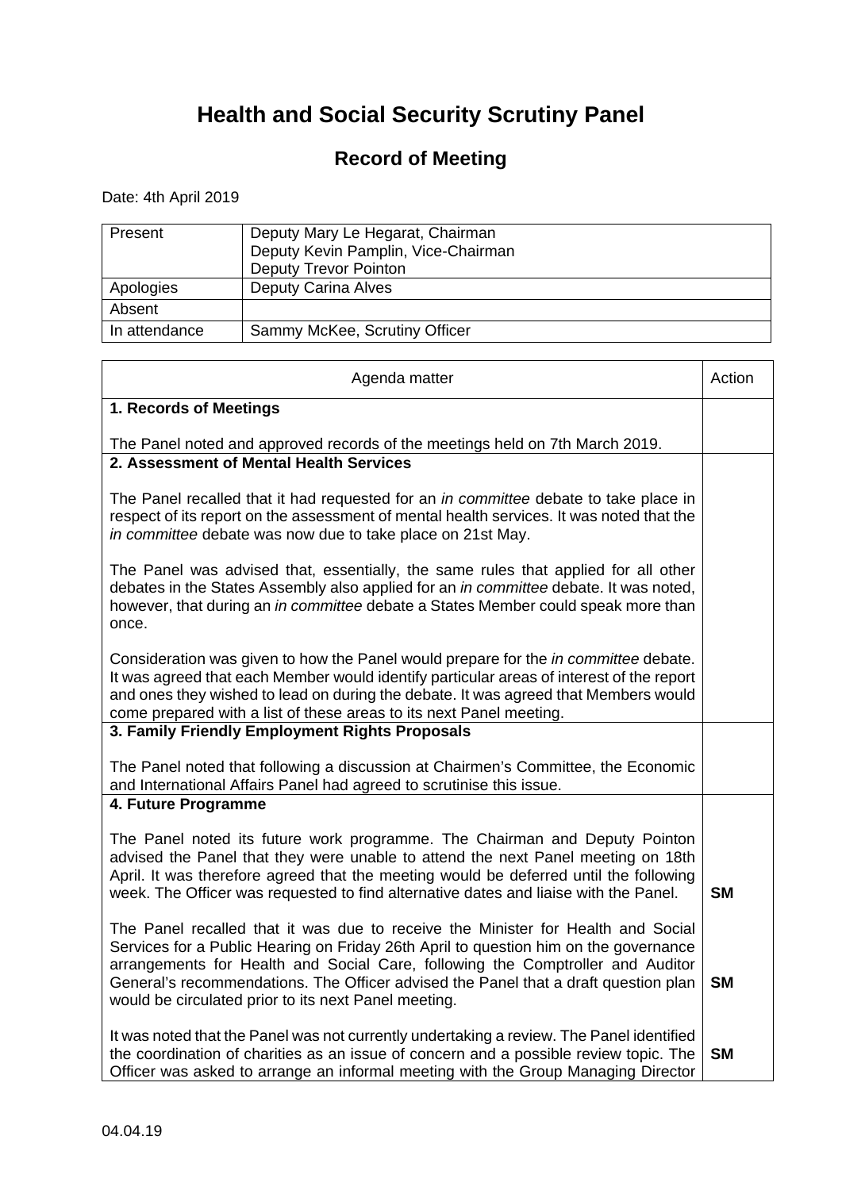# Health and Social Security Scrutiny Panel

## Record of Meeting

Date: 4th April 2019

| | |
|---|---|
| Present | Deputy Mary Le Hegarat, Chairman<br>Deputy Kevin Pamplin, Vice-Chairman<br>Deputy Trevor Pointon |
| Apologies | Deputy Carina Alves |
| Absent | |
| In attendance | Sammy McKee, Scrutiny Officer |

| Agenda matter | Action |
|---|---|
| **1. Records of Meetings**<br><br>The Panel noted and approved records of the meetings held on 7th March 2019. | |
| **2. Assessment of Mental Health Services**<br><br>The Panel recalled that it had requested for an *in committee* debate to take place in respect of its report on the assessment of mental health services. It was noted that the *in committee* debate was now due to take place on 21st May.<br><br>The Panel was advised that, essentially, the same rules that applied for all other debates in the States Assembly also applied for an *in committee* debate. It was noted, however, that during an *in committee* debate a States Member could speak more than once.<br><br>Consideration was given to how the Panel would prepare for the *in committee* debate. It was agreed that each Member would identify particular areas of interest of the report and ones they wished to lead on during the debate. It was agreed that Members would come prepared with a list of these areas to its next Panel meeting. | |
| **3. Family Friendly Employment Rights Proposals**<br><br>The Panel noted that following a discussion at Chairmen's Committee, the Economic and International Affairs Panel had agreed to scrutinise this issue. | |
| **4. Future Programme**<br><br>The Panel noted its future work programme. The Chairman and Deputy Pointon advised the Panel that they were unable to attend the next Panel meeting on 18th April. It was therefore agreed that the meeting would be deferred until the following week. The Officer was requested to find alternative dates and liaise with the Panel.<br><br>The Panel recalled that it was due to receive the Minister for Health and Social Services for a Public Hearing on Friday 26th April to question him on the governance arrangements for Health and Social Care, following the Comptroller and Auditor General's recommendations. The Officer advised the Panel that a draft question plan would be circulated prior to its next Panel meeting.<br><br>It was noted that the Panel was not currently undertaking a review. The Panel identified the coordination of charities as an issue of concern and a possible review topic. The Officer was asked to arrange an informal meeting with the Group Managing Director | **SM**<br><br>**SM**<br><br>**SM** |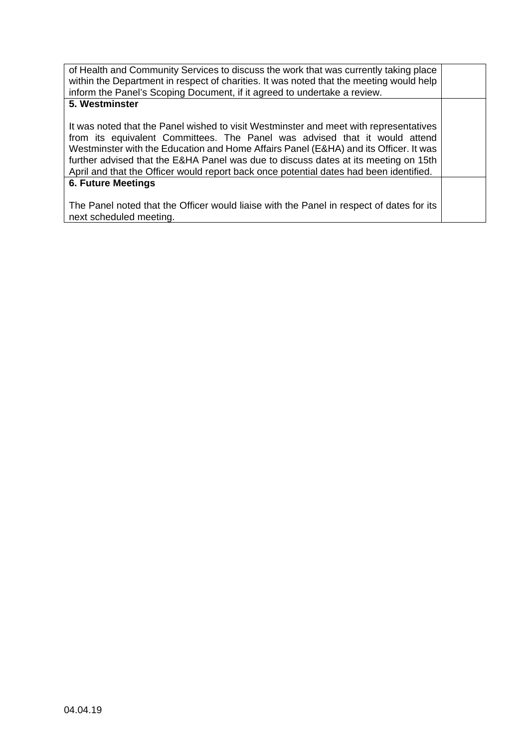| | |
|---|---|
| of Health and Community Services to discuss the work that was currently taking place within the Department in respect of charities. It was noted that the meeting would help inform the Panel's Scoping Document, if it agreed to undertake a review. | |
| **5. Westminster**<br><br>It was noted that the Panel wished to visit Westminster and meet with representatives from its equivalent Committees. The Panel was advised that it would attend Westminster with the Education and Home Affairs Panel (E&HA) and its Officer. It was further advised that the E&HA Panel was due to discuss dates at its meeting on 15th April and that the Officer would report back once potential dates had been identified. | |
| **6. Future Meetings**<br><br>The Panel noted that the Officer would liaise with the Panel in respect of dates for its next scheduled meeting. | |

04.04.19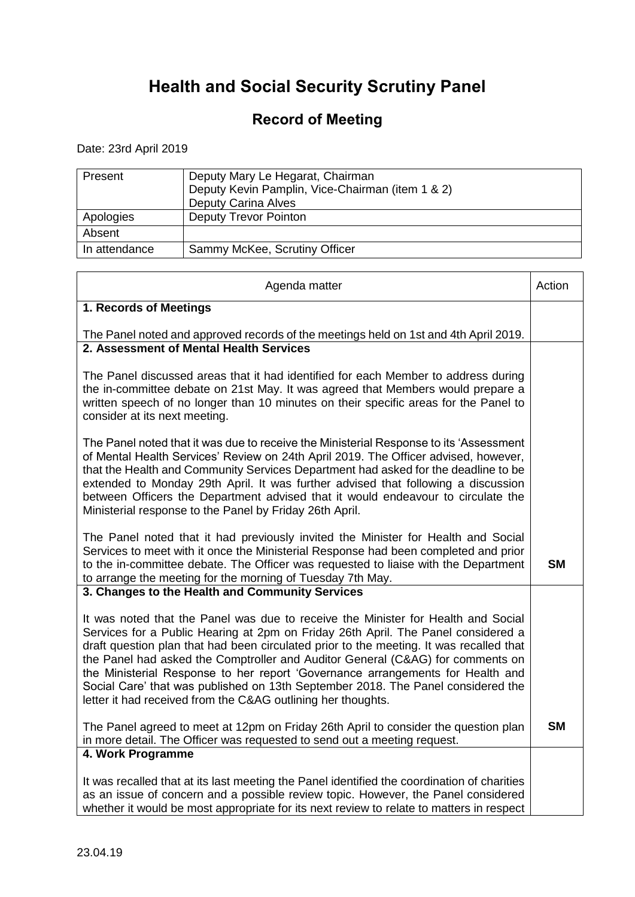# Health and Social Security Scrutiny Panel

## Record of Meeting

Date: 23rd April 2019

| | |
|---|---|
| Present | Deputy Mary Le Hegarat, Chairman<br>Deputy Kevin Pamplin, Vice-Chairman (item 1 & 2)<br>Deputy Carina Alves |
| Apologies | Deputy Trevor Pointon |
| Absent | |
| In attendance | Sammy McKee, Scrutiny Officer |

| Agenda matter | Action |
|---|---|
| **1. Records of Meetings**<br><br>The Panel noted and approved records of the meetings held on 1st and 4th April 2019. | |
| **2. Assessment of Mental Health Services**<br><br>The Panel discussed areas that it had identified for each Member to address during the in-committee debate on 21st May. It was agreed that Members would prepare a written speech of no longer than 10 minutes on their specific areas for the Panel to consider at its next meeting.<br><br>The Panel noted that it was due to receive the Ministerial Response to its 'Assessment of Mental Health Services' Review on 24th April 2019. The Officer advised, however, that the Health and Community Services Department had asked for the deadline to be extended to Monday 29th April. It was further advised that following a discussion between Officers the Department advised that it would endeavour to circulate the Ministerial response to the Panel by Friday 26th April.<br><br>The Panel noted that it had previously invited the Minister for Health and Social Services to meet with it once the Ministerial Response had been completed and prior to the in-committee debate. The Officer was requested to liaise with the Department to arrange the meeting for the morning of Tuesday 7th May. | **SM** |
| **3. Changes to the Health and Community Services**<br><br>It was noted that the Panel was due to receive the Minister for Health and Social Services for a Public Hearing at 2pm on Friday 26th April. The Panel considered a draft question plan that had been circulated prior to the meeting. It was recalled that the Panel had asked the Comptroller and Auditor General (C&AG) for comments on the Ministerial Response to her report 'Governance arrangements for Health and Social Care' that was published on 13th September 2018. The Panel considered the letter it had received from the C&AG outlining her thoughts.<br><br>The Panel agreed to meet at 12pm on Friday 26th April to consider the question plan in more detail. The Officer was requested to send out a meeting request. | **SM** |
| **4. Work Programme**<br><br>It was recalled that at its last meeting the Panel identified the coordination of charities as an issue of concern and a possible review topic. However, the Panel considered whether it would be most appropriate for its next review to relate to matters in respect | |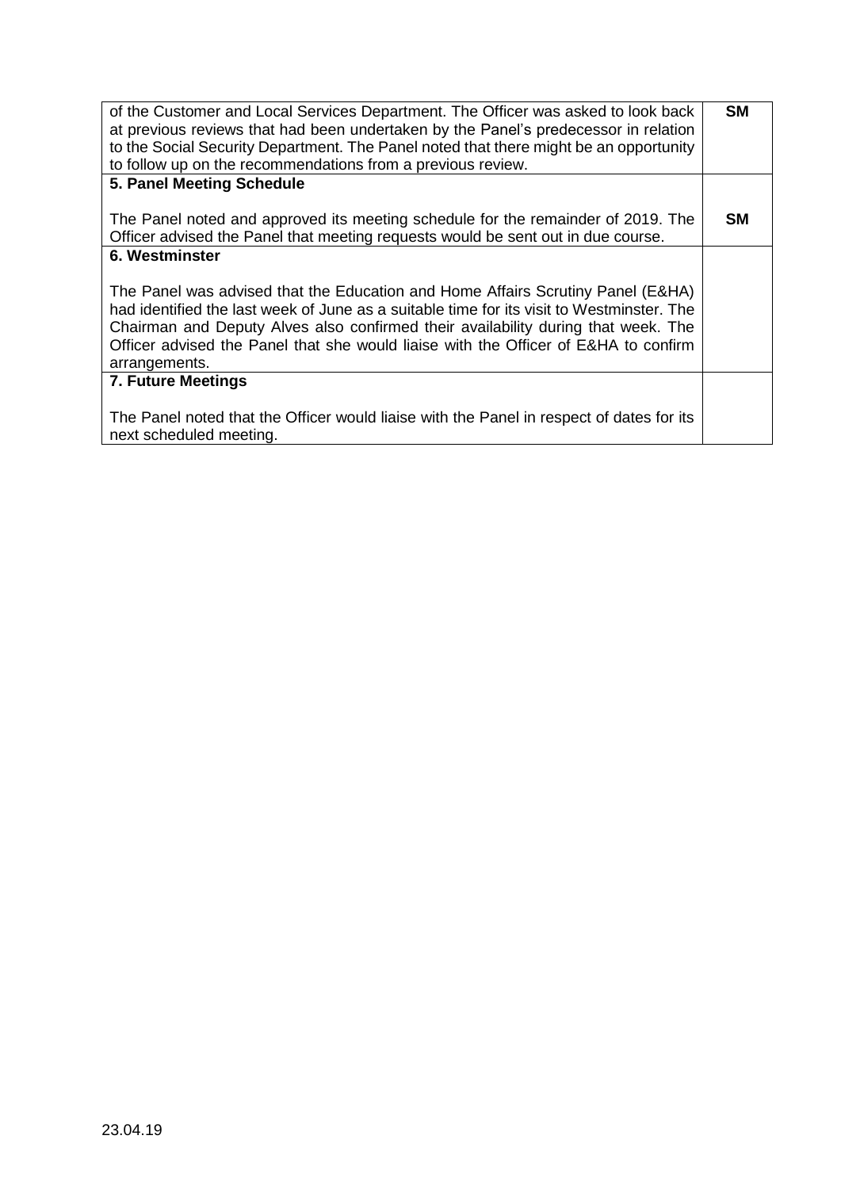| | |
|---|---|
| of the Customer and Local Services Department. The Officer was asked to look back at previous reviews that had been undertaken by the Panel's predecessor in relation to the Social Security Department. The Panel noted that there might be an opportunity to follow up on the recommendations from a previous review. | **SM** |
| **5. Panel Meeting Schedule**<br><br>The Panel noted and approved its meeting schedule for the remainder of 2019. The Officer advised the Panel that meeting requests would be sent out in due course. | **SM** |
| **6. Westminster**<br><br>The Panel was advised that the Education and Home Affairs Scrutiny Panel (E&HA) had identified the last week of June as a suitable time for its visit to Westminster. The Chairman and Deputy Alves also confirmed their availability during that week. The Officer advised the Panel that she would liaise with the Officer of E&HA to confirm arrangements. | |
| **7. Future Meetings**<br><br>The Panel noted that the Officer would liaise with the Panel in respect of dates for its next scheduled meeting. | |

23.04.19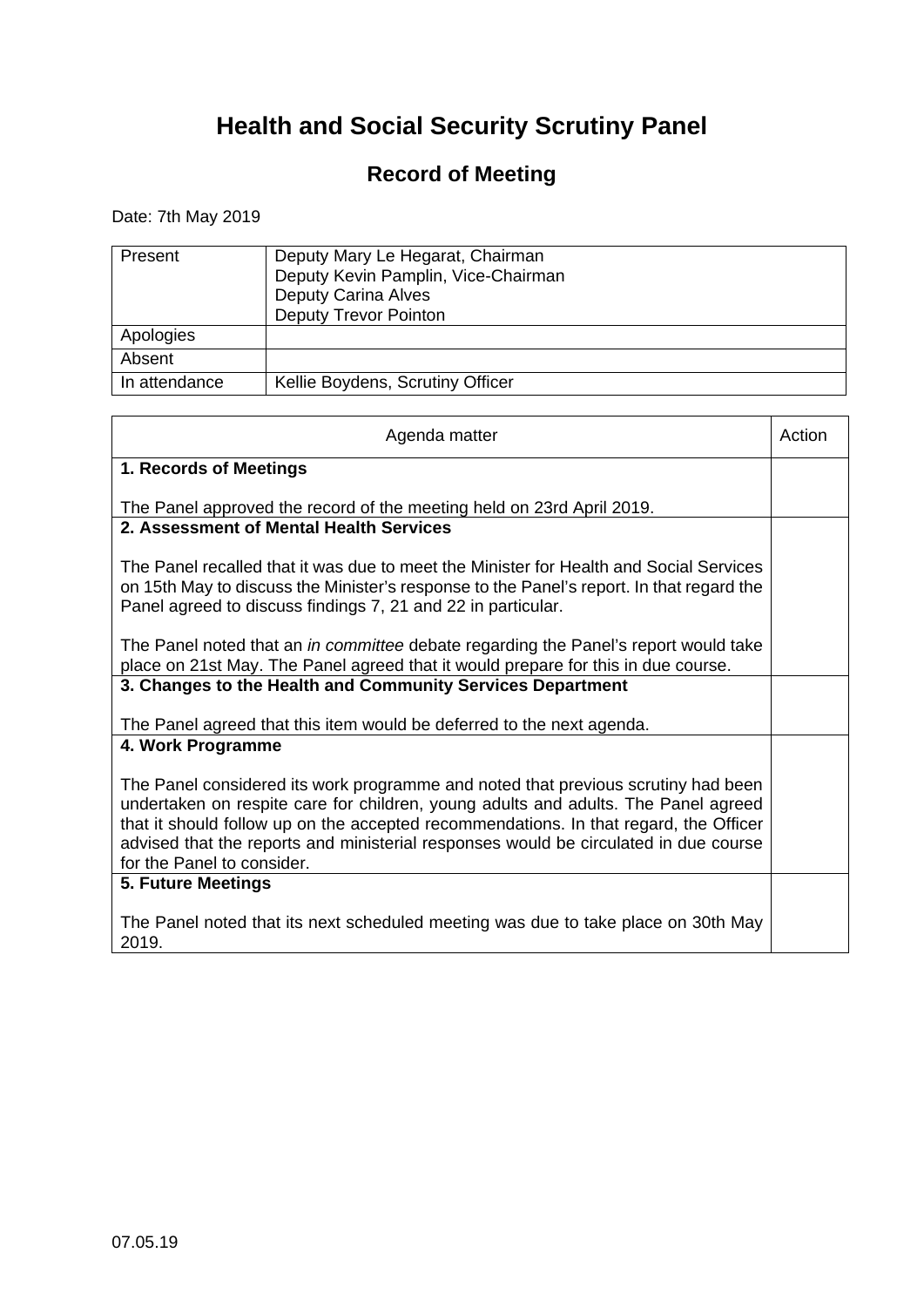# Health and Social Security Scrutiny Panel

## Record of Meeting

Date: 7th May 2019

| | |
|---|---|
| Present | Deputy Mary Le Hegarat, Chairman<br>Deputy Kevin Pamplin, Vice-Chairman<br>Deputy Carina Alves<br>Deputy Trevor Pointon |
| Apologies | |
| Absent | |
| In attendance | Kellie Boydens, Scrutiny Officer |

| Agenda matter | Action |
|---|---|
| **1. Records of Meetings**<br><br>The Panel approved the record of the meeting held on 23rd April 2019. | |
| **2. Assessment of Mental Health Services**<br><br>The Panel recalled that it was due to meet the Minister for Health and Social Services on 15th May to discuss the Minister's response to the Panel's report. In that regard the Panel agreed to discuss findings 7, 21 and 22 in particular.<br><br>The Panel noted that an *in committee* debate regarding the Panel's report would take place on 21st May. The Panel agreed that it would prepare for this in due course. | |
| **3. Changes to the Health and Community Services Department**<br><br>The Panel agreed that this item would be deferred to the next agenda. | |
| **4. Work Programme**<br><br>The Panel considered its work programme and noted that previous scrutiny had been undertaken on respite care for children, young adults and adults. The Panel agreed that it should follow up on the accepted recommendations. In that regard, the Officer advised that the reports and ministerial responses would be circulated in due course for the Panel to consider. | |
| **5. Future Meetings**<br><br>The Panel noted that its next scheduled meeting was due to take place on 30th May 2019. | |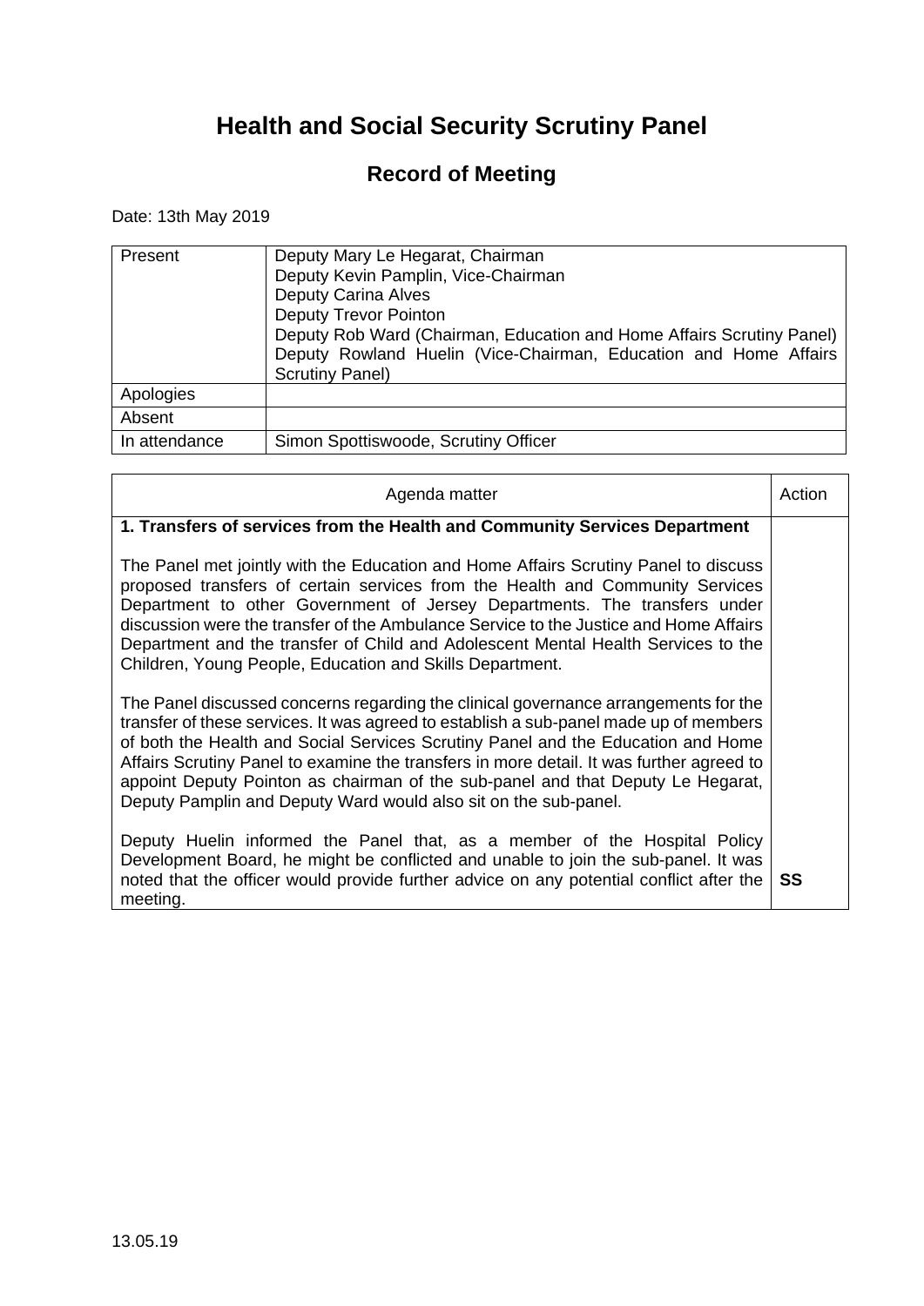# Health and Social Security Scrutiny Panel

## Record of Meeting

Date: 13th May 2019

| | |
|---|---|
| Present | Deputy Mary Le Hegarat, Chairman<br>Deputy Kevin Pamplin, Vice-Chairman<br>Deputy Carina Alves<br>Deputy Trevor Pointon<br>Deputy Rob Ward (Chairman, Education and Home Affairs Scrutiny Panel)<br>Deputy Rowland Huelin (Vice-Chairman, Education and Home Affairs Scrutiny Panel) |
| Apologies | |
| Absent | |
| In attendance | Simon Spottiswoode, Scrutiny Officer |

| Agenda matter | Action |
|---|---|
| **1. Transfers of services from the Health and Community Services Department**<br><br>The Panel met jointly with the Education and Home Affairs Scrutiny Panel to discuss proposed transfers of certain services from the Health and Community Services Department to other Government of Jersey Departments. The transfers under discussion were the transfer of the Ambulance Service to the Justice and Home Affairs Department and the transfer of Child and Adolescent Mental Health Services to the Children, Young People, Education and Skills Department.<br><br>The Panel discussed concerns regarding the clinical governance arrangements for the transfer of these services. It was agreed to establish a sub-panel made up of members of both the Health and Social Services Scrutiny Panel and the Education and Home Affairs Scrutiny Panel to examine the transfers in more detail. It was further agreed to appoint Deputy Pointon as chairman of the sub-panel and that Deputy Le Hegarat, Deputy Pamplin and Deputy Ward would also sit on the sub-panel.<br><br>Deputy Huelin informed the Panel that, as a member of the Hospital Policy Development Board, he might be conflicted and unable to join the sub-panel. It was noted that the officer would provide further advice on any potential conflict after the meeting. | **SS** |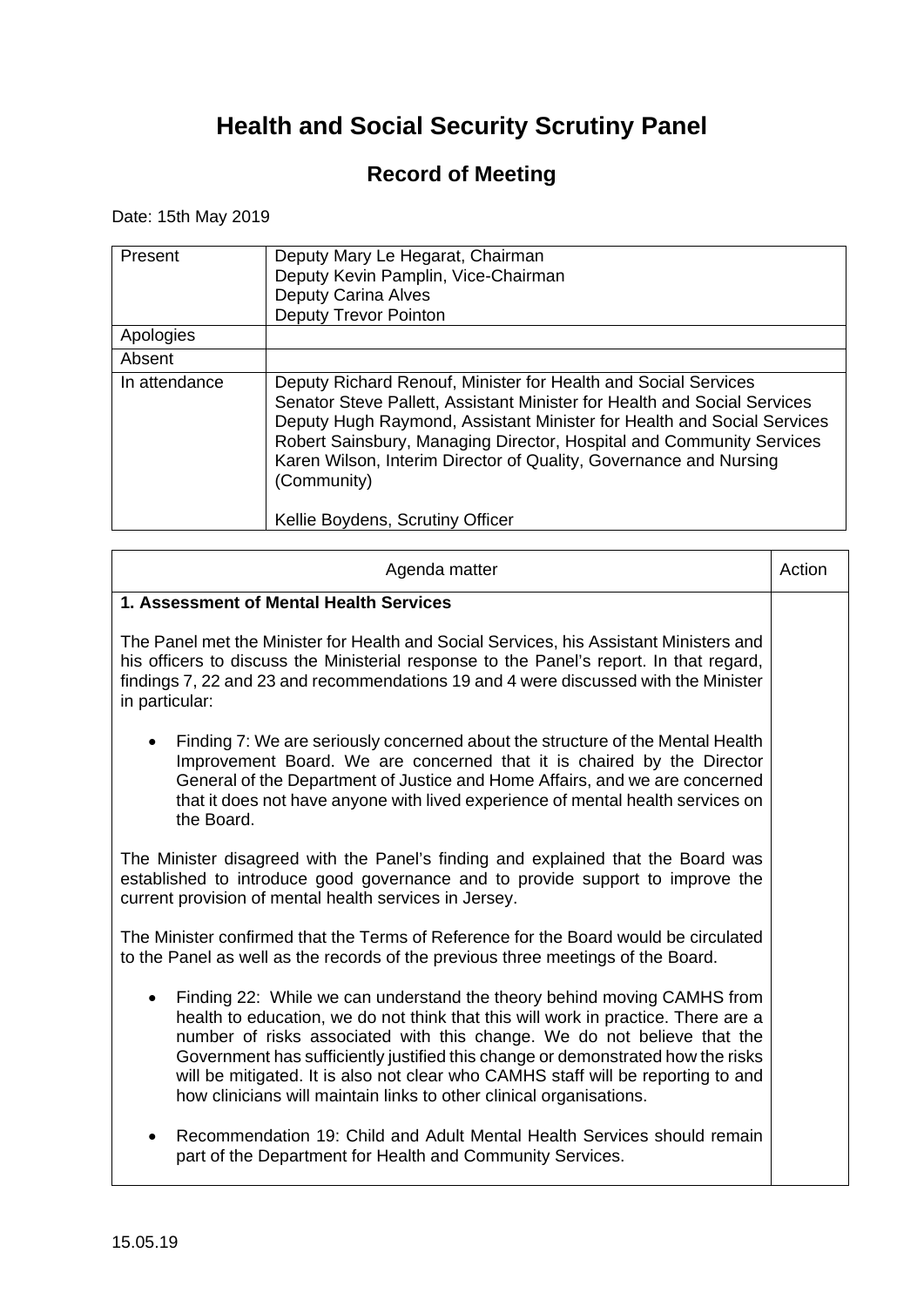# Health and Social Security Scrutiny Panel

## Record of Meeting

Date: 15th May 2019

| | |
|---|---|
| Present | Deputy Mary Le Hegarat, Chairman<br>Deputy Kevin Pamplin, Vice-Chairman<br>Deputy Carina Alves<br>Deputy Trevor Pointon |
| Apologies | |
| Absent | |
| In attendance | Deputy Richard Renouf, Minister for Health and Social Services<br>Senator Steve Pallett, Assistant Minister for Health and Social Services<br>Deputy Hugh Raymond, Assistant Minister for Health and Social Services<br>Robert Sainsbury, Managing Director, Hospital and Community Services<br>Karen Wilson, Interim Director of Quality, Governance and Nursing (Community)<br><br>Kellie Boydens, Scrutiny Officer |

| Agenda matter | Action |
|---|---|
| **1. Assessment of Mental Health Services**<br><br>The Panel met the Minister for Health and Social Services, his Assistant Ministers and his officers to discuss the Ministerial response to the Panel's report. In that regard, findings 7, 22 and 23 and recommendations 19 and 4 were discussed with the Minister in particular:<br><br>• Finding 7: We are seriously concerned about the structure of the Mental Health Improvement Board. We are concerned that it is chaired by the Director General of the Department of Justice and Home Affairs, and we are concerned that it does not have anyone with lived experience of mental health services on the Board.<br><br>The Minister disagreed with the Panel's finding and explained that the Board was established to introduce good governance and to provide support to improve the current provision of mental health services in Jersey.<br><br>The Minister confirmed that the Terms of Reference for the Board would be circulated to the Panel as well as the records of the previous three meetings of the Board.<br><br>• Finding 22: While we can understand the theory behind moving CAMHS from health to education, we do not think that this will work in practice. There are a number of risks associated with this change. We do not believe that the Government has sufficiently justified this change or demonstrated how the risks will be mitigated. It is also not clear who CAMHS staff will be reporting to and how clinicians will maintain links to other clinical organisations.<br><br>• Recommendation 19: Child and Adult Mental Health Services should remain part of the Department for Health and Community Services. | |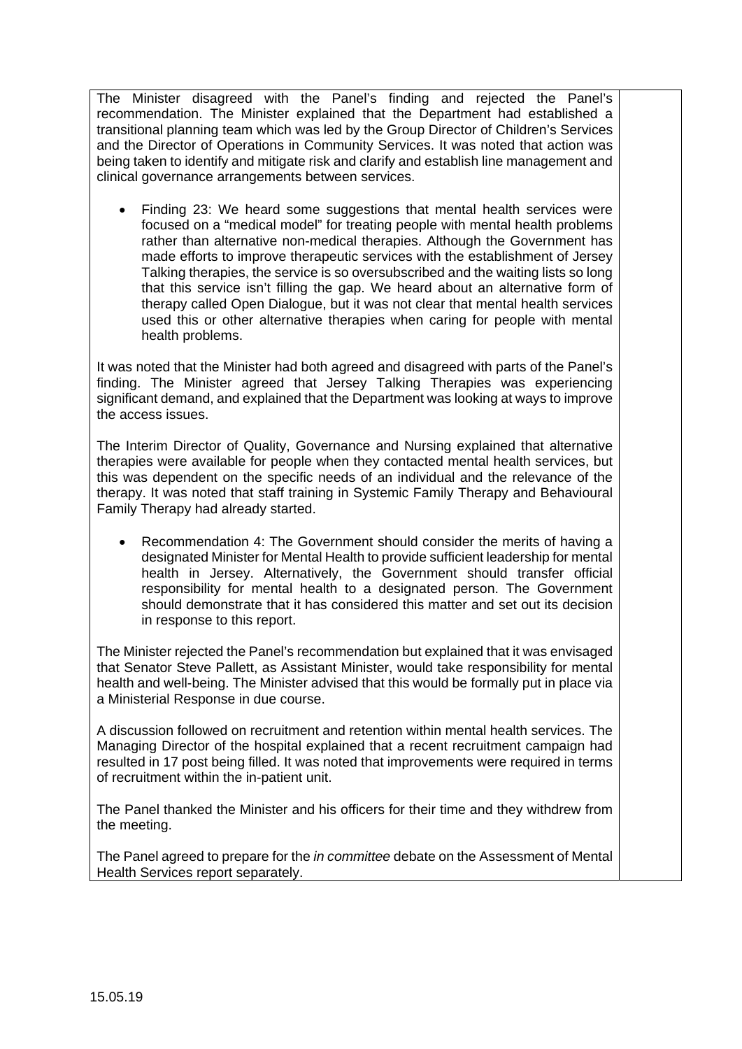The Minister disagreed with the Panel's finding and rejected the Panel's recommendation. The Minister explained that the Department had established a transitional planning team which was led by the Group Director of Children's Services and the Director of Operations in Community Services. It was noted that action was being taken to identify and mitigate risk and clarify and establish line management and clinical governance arrangements between services.

- Finding 23: We heard some suggestions that mental health services were focused on a "medical model" for treating people with mental health problems rather than alternative non-medical therapies. Although the Government has made efforts to improve therapeutic services with the establishment of Jersey Talking therapies, the service is so oversubscribed and the waiting lists so long that this service isn't filling the gap. We heard about an alternative form of therapy called Open Dialogue, but it was not clear that mental health services used this or other alternative therapies when caring for people with mental health problems.

It was noted that the Minister had both agreed and disagreed with parts of the Panel's finding. The Minister agreed that Jersey Talking Therapies was experiencing significant demand, and explained that the Department was looking at ways to improve the access issues.

The Interim Director of Quality, Governance and Nursing explained that alternative therapies were available for people when they contacted mental health services, but this was dependent on the specific needs of an individual and the relevance of the therapy. It was noted that staff training in Systemic Family Therapy and Behavioural Family Therapy had already started.

- Recommendation 4: The Government should consider the merits of having a designated Minister for Mental Health to provide sufficient leadership for mental health in Jersey. Alternatively, the Government should transfer official responsibility for mental health to a designated person. The Government should demonstrate that it has considered this matter and set out its decision in response to this report.

The Minister rejected the Panel's recommendation but explained that it was envisaged that Senator Steve Pallett, as Assistant Minister, would take responsibility for mental health and well-being. The Minister advised that this would be formally put in place via a Ministerial Response in due course.

A discussion followed on recruitment and retention within mental health services. The Managing Director of the hospital explained that a recent recruitment campaign had resulted in 17 post being filled. It was noted that improvements were required in terms of recruitment within the in-patient unit.

The Panel thanked the Minister and his officers for their time and they withdrew from the meeting.

The Panel agreed to prepare for the *in committee* debate on the Assessment of Mental Health Services report separately.

15.05.19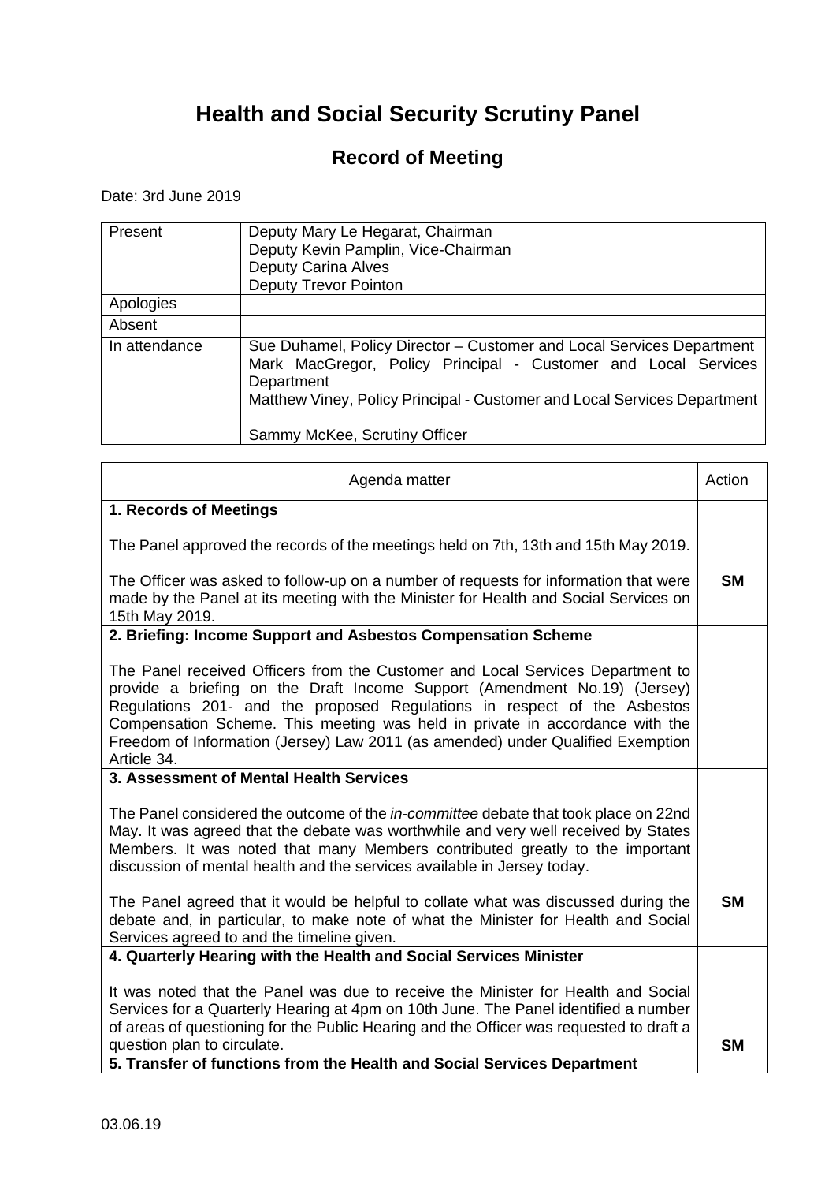# Health and Social Security Scrutiny Panel

## Record of Meeting

Date: 3rd June 2019

| | |
|---|---|
| Present | Deputy Mary Le Hegarat, Chairman<br>Deputy Kevin Pamplin, Vice-Chairman<br>Deputy Carina Alves<br>Deputy Trevor Pointon |
| Apologies | |
| Absent | |
| In attendance | Sue Duhamel, Policy Director – Customer and Local Services Department<br>Mark MacGregor, Policy Principal - Customer and Local Services Department<br>Matthew Viney, Policy Principal - Customer and Local Services Department<br><br>Sammy McKee, Scrutiny Officer |

| Agenda matter | Action |
|---|---|
| **1. Records of Meetings**<br><br>The Panel approved the records of the meetings held on 7th, 13th and 15th May 2019.<br><br>The Officer was asked to follow-up on a number of requests for information that were made by the Panel at its meeting with the Minister for Health and Social Services on 15th May 2019. | **SM** |
| **2. Briefing: Income Support and Asbestos Compensation Scheme**<br><br>The Panel received Officers from the Customer and Local Services Department to provide a briefing on the Draft Income Support (Amendment No.19) (Jersey) Regulations 201- and the proposed Regulations in respect of the Asbestos Compensation Scheme. This meeting was held in private in accordance with the Freedom of Information (Jersey) Law 2011 (as amended) under Qualified Exemption Article 34. | |
| **3. Assessment of Mental Health Services**<br><br>The Panel considered the outcome of the *in-committee* debate that took place on 22nd May. It was agreed that the debate was worthwhile and very well received by States Members. It was noted that many Members contributed greatly to the important discussion of mental health and the services available in Jersey today.<br><br>The Panel agreed that it would be helpful to collate what was discussed during the debate and, in particular, to make note of what the Minister for Health and Social Services agreed to and the timeline given. | **SM** |
| **4. Quarterly Hearing with the Health and Social Services Minister**<br><br>It was noted that the Panel was due to receive the Minister for Health and Social Services for a Quarterly Hearing at 4pm on 10th June. The Panel identified a number of areas of questioning for the Public Hearing and the Officer was requested to draft a question plan to circulate. | **SM** |
| **5. Transfer of functions from the Health and Social Services Department** | |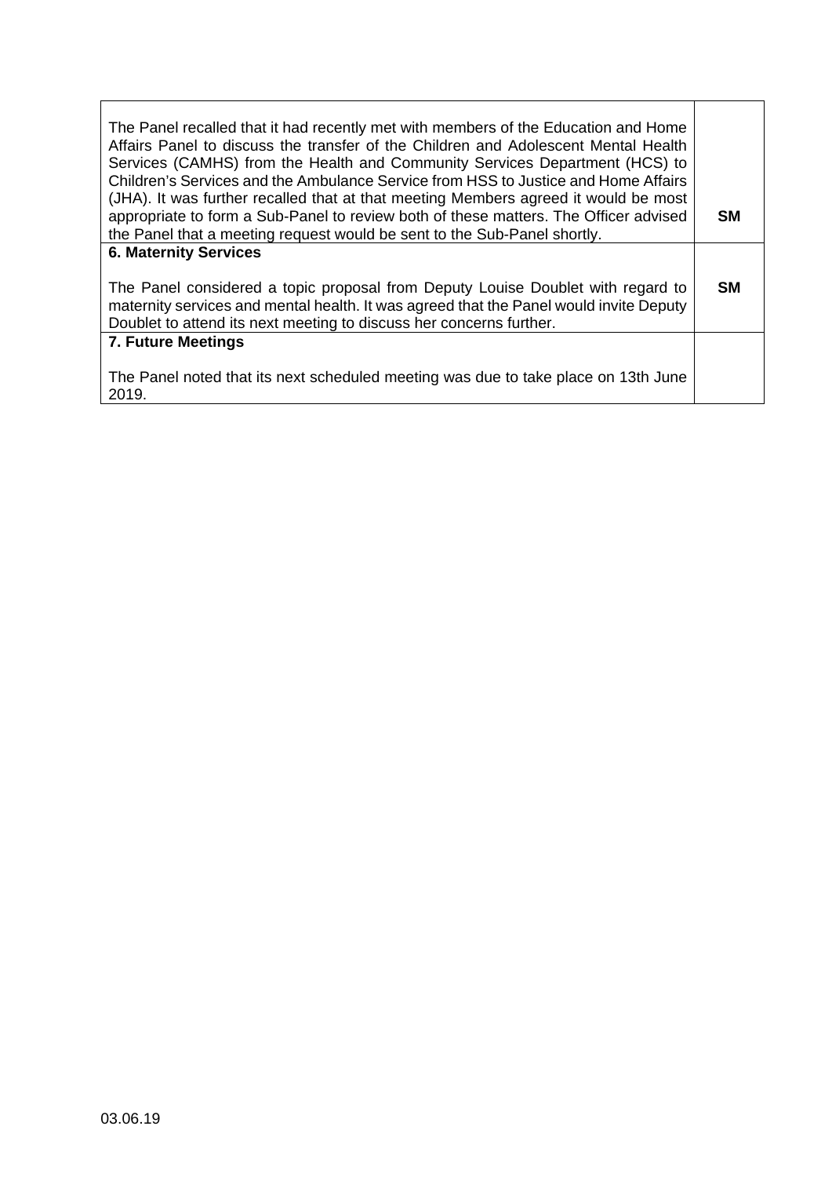| | |
|---|---|
| The Panel recalled that it had recently met with members of the Education and Home Affairs Panel to discuss the transfer of the Children and Adolescent Mental Health Services (CAMHS) from the Health and Community Services Department (HCS) to Children's Services and the Ambulance Service from HSS to Justice and Home Affairs (JHA). It was further recalled that at that meeting Members agreed it would be most appropriate to form a Sub-Panel to review both of these matters. The Officer advised the Panel that a meeting request would be sent to the Sub-Panel shortly. | **SM** |
| **6. Maternity Services**<br><br>The Panel considered a topic proposal from Deputy Louise Doublet with regard to maternity services and mental health. It was agreed that the Panel would invite Deputy Doublet to attend its next meeting to discuss her concerns further. | **SM** |
| **7. Future Meetings**<br><br>The Panel noted that its next scheduled meeting was due to take place on 13th June 2019. | |

03.06.19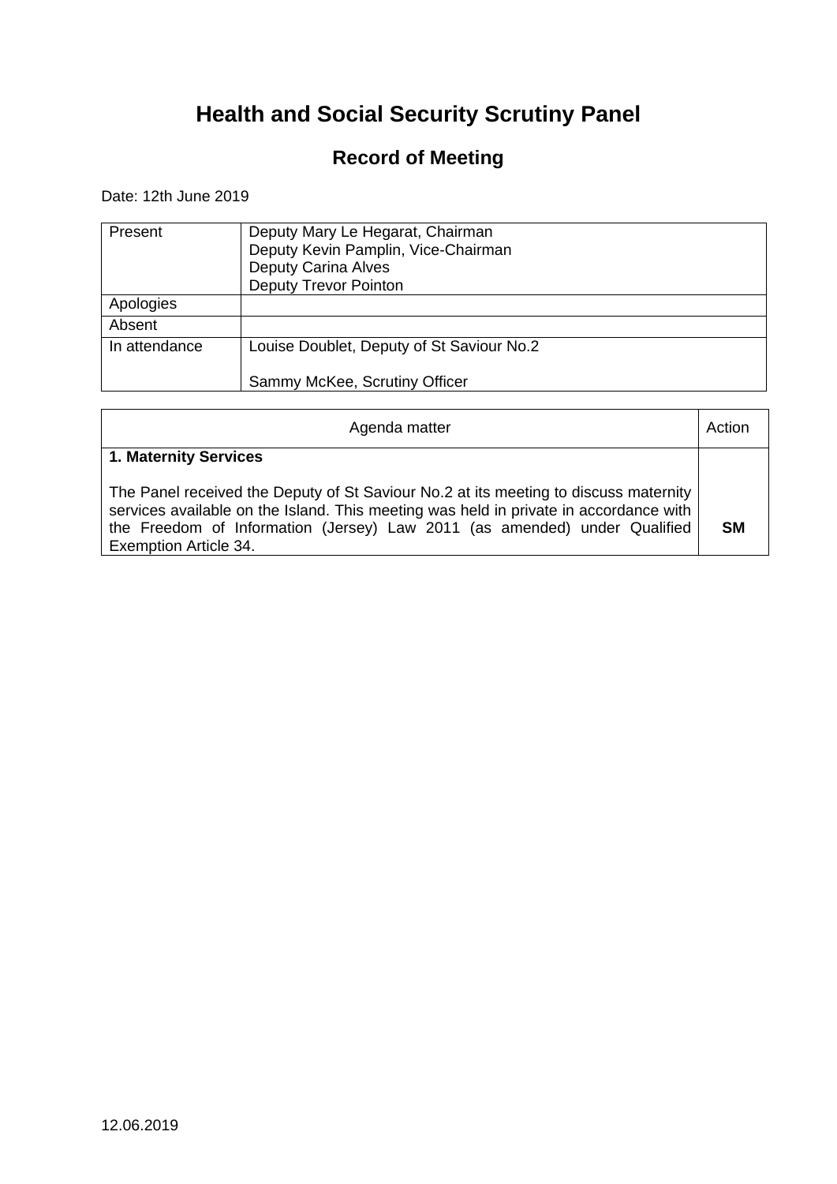# Health and Social Security Scrutiny Panel

## Record of Meeting

Date: 12th June 2019

| | |
|---|---|
| Present | Deputy Mary Le Hegarat, Chairman<br>Deputy Kevin Pamplin, Vice-Chairman<br>Deputy Carina Alves<br>Deputy Trevor Pointon |
| Apologies | |
| Absent | |
| In attendance | Louise Doublet, Deputy of St Saviour No.2<br><br>Sammy McKee, Scrutiny Officer |

| Agenda matter | Action |
|---|---|
| **1. Maternity Services**<br><br>The Panel received the Deputy of St Saviour No.2 at its meeting to discuss maternity services available on the Island. This meeting was held in private in accordance with the Freedom of Information (Jersey) Law 2011 (as amended) under Qualified Exemption Article 34. | **SM** |

12.06.2019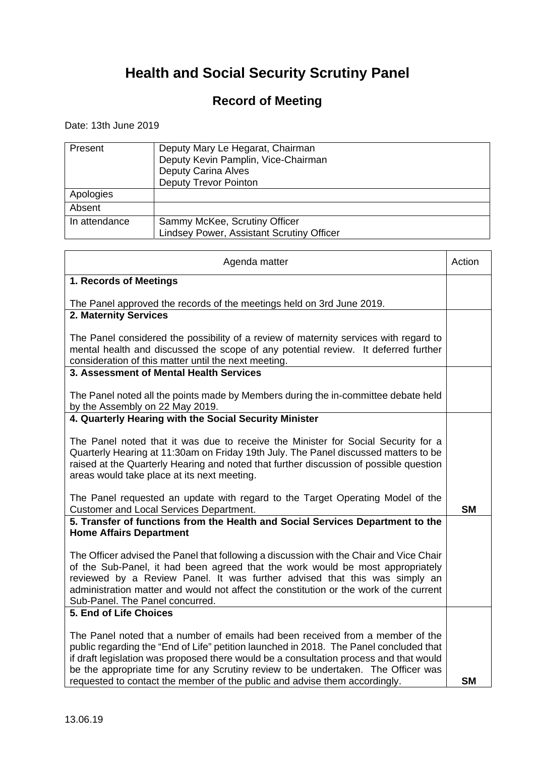# Health and Social Security Scrutiny Panel

## Record of Meeting

Date: 13th June 2019

| Present | Deputy Mary Le Hegarat, Chairman<br>Deputy Kevin Pamplin, Vice-Chairman<br>Deputy Carina Alves<br>Deputy Trevor Pointon |
|---|---|
| Apologies | |
| Absent | |
| In attendance | Sammy McKee, Scrutiny Officer<br>Lindsey Power, Assistant Scrutiny Officer |

| Agenda matter | Action |
|---|---|
| **1. Records of Meetings**<br><br>The Panel approved the records of the meetings held on 3rd June 2019. | |
| **2. Maternity Services**<br><br>The Panel considered the possibility of a review of maternity services with regard to mental health and discussed the scope of any potential review. It deferred further consideration of this matter until the next meeting. | |
| **3. Assessment of Mental Health Services**<br><br>The Panel noted all the points made by Members during the in-committee debate held by the Assembly on 22 May 2019. | |
| **4. Quarterly Hearing with the Social Security Minister**<br><br>The Panel noted that it was due to receive the Minister for Social Security for a Quarterly Hearing at 11:30am on Friday 19th July. The Panel discussed matters to be raised at the Quarterly Hearing and noted that further discussion of possible question areas would take place at its next meeting.<br><br>The Panel requested an update with regard to the Target Operating Model of the Customer and Local Services Department. | **SM** |
| **5. Transfer of functions from the Health and Social Services Department to the Home Affairs Department**<br><br>The Officer advised the Panel that following a discussion with the Chair and Vice Chair of the Sub-Panel, it had been agreed that the work would be most appropriately reviewed by a Review Panel. It was further advised that this was simply an administration matter and would not affect the constitution or the work of the current Sub-Panel. The Panel concurred. | |
| **5. End of Life Choices**<br><br>The Panel noted that a number of emails had been received from a member of the public regarding the "End of Life" petition launched in 2018. The Panel concluded that if draft legislation was proposed there would be a consultation process and that would be the appropriate time for any Scrutiny review to be undertaken. The Officer was requested to contact the member of the public and advise them accordingly. | **SM** |

13.06.19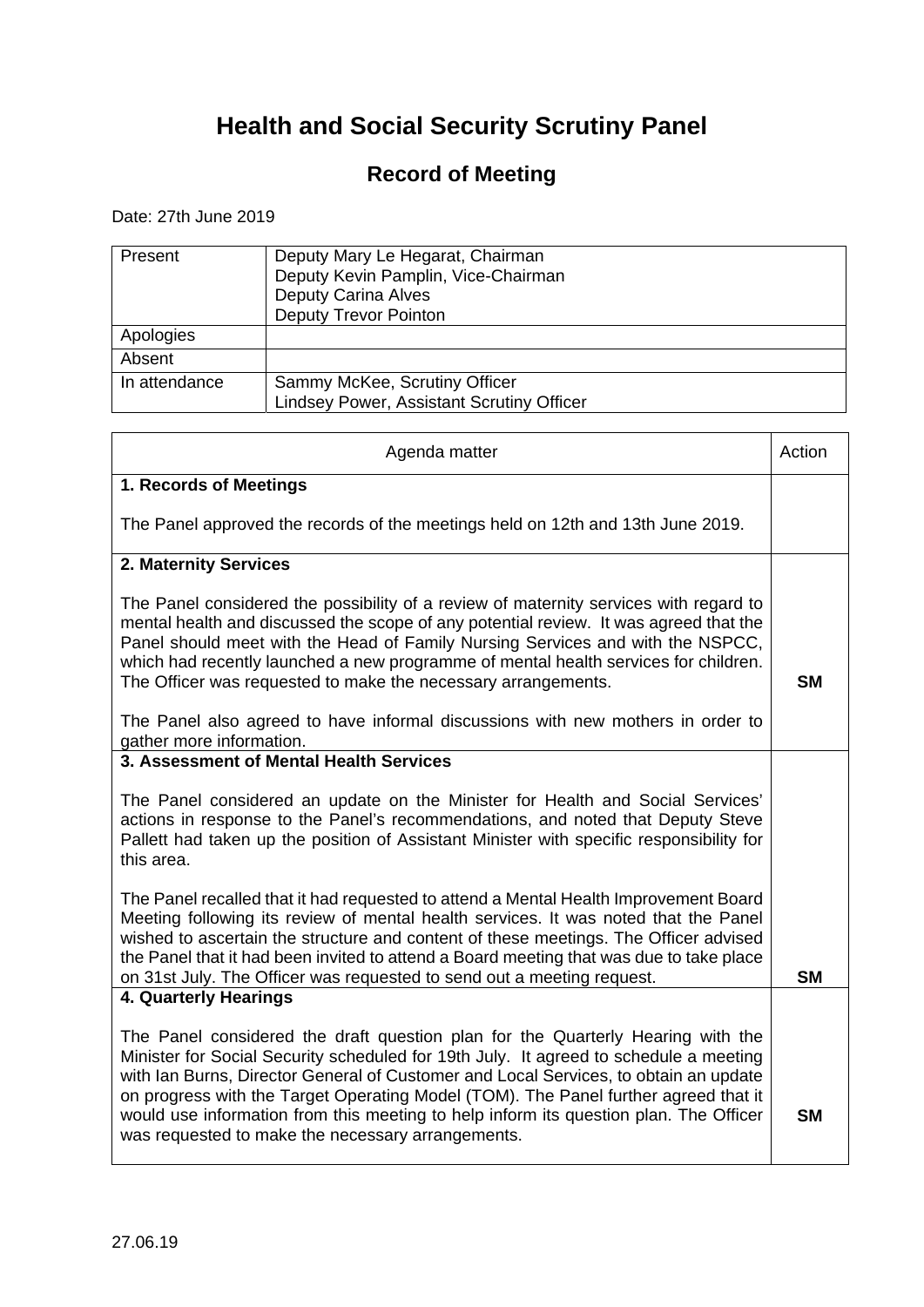# Health and Social Security Scrutiny Panel

## Record of Meeting

Date: 27th June 2019

| Present | Deputy Mary Le Hegarat, Chairman<br>Deputy Kevin Pamplin, Vice-Chairman<br>Deputy Carina Alves<br>Deputy Trevor Pointon |
|---|---|
| Apologies | |
| Absent | |
| In attendance | Sammy McKee, Scrutiny Officer<br>Lindsey Power, Assistant Scrutiny Officer |

| Agenda matter | Action |
|---|---|
| **1. Records of Meetings**<br><br>The Panel approved the records of the meetings held on 12th and 13th June 2019. | |
| **2. Maternity Services**<br><br>The Panel considered the possibility of a review of maternity services with regard to mental health and discussed the scope of any potential review. It was agreed that the Panel should meet with the Head of Family Nursing Services and with the NSPCC, which had recently launched a new programme of mental health services for children. The Officer was requested to make the necessary arrangements.<br><br>The Panel also agreed to have informal discussions with new mothers in order to gather more information. | **SM** |
| **3. Assessment of Mental Health Services**<br><br>The Panel considered an update on the Minister for Health and Social Services' actions in response to the Panel's recommendations, and noted that Deputy Steve Pallett had taken up the position of Assistant Minister with specific responsibility for this area.<br><br>The Panel recalled that it had requested to attend a Mental Health Improvement Board Meeting following its review of mental health services. It was noted that the Panel wished to ascertain the structure and content of these meetings. The Officer advised the Panel that it had been invited to attend a Board meeting that was due to take place on 31st July. The Officer was requested to send out a meeting request. | **SM** |
| **4. Quarterly Hearings**<br><br>The Panel considered the draft question plan for the Quarterly Hearing with the Minister for Social Security scheduled for 19th July. It agreed to schedule a meeting with Ian Burns, Director General of Customer and Local Services, to obtain an update on progress with the Target Operating Model (TOM). The Panel further agreed that it would use information from this meeting to help inform its question plan. The Officer was requested to make the necessary arrangements. | **SM** |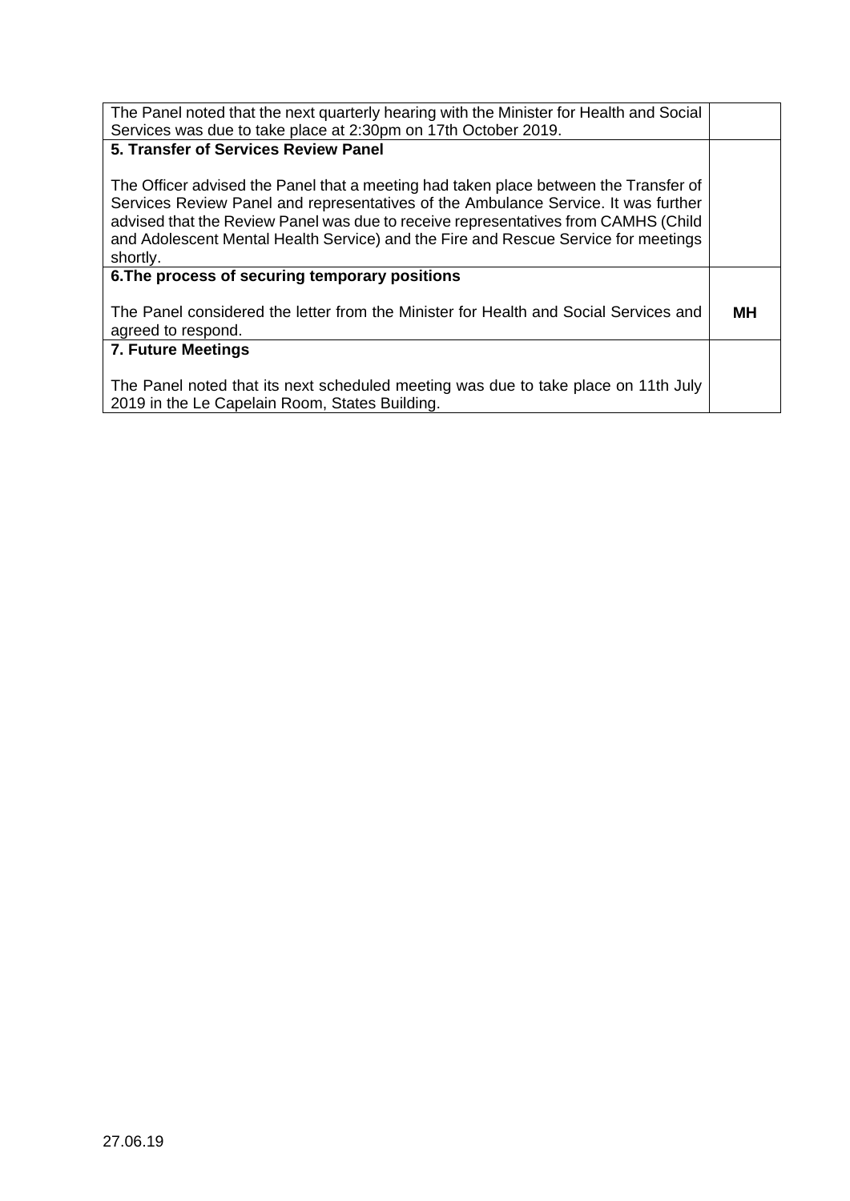| | |
|---|---|
| The Panel noted that the next quarterly hearing with the Minister for Health and Social Services was due to take place at 2:30pm on 17th October 2019. | |
| **5. Transfer of Services Review Panel**<br><br>The Officer advised the Panel that a meeting had taken place between the Transfer of Services Review Panel and representatives of the Ambulance Service. It was further advised that the Review Panel was due to receive representatives from CAMHS (Child and Adolescent Mental Health Service) and the Fire and Rescue Service for meetings shortly. | |
| **6.The process of securing temporary positions**<br><br>The Panel considered the letter from the Minister for Health and Social Services and agreed to respond. | **MH** |
| **7. Future Meetings**<br><br>The Panel noted that its next scheduled meeting was due to take place on 11th July 2019 in the Le Capelain Room, States Building. | |

27.06.19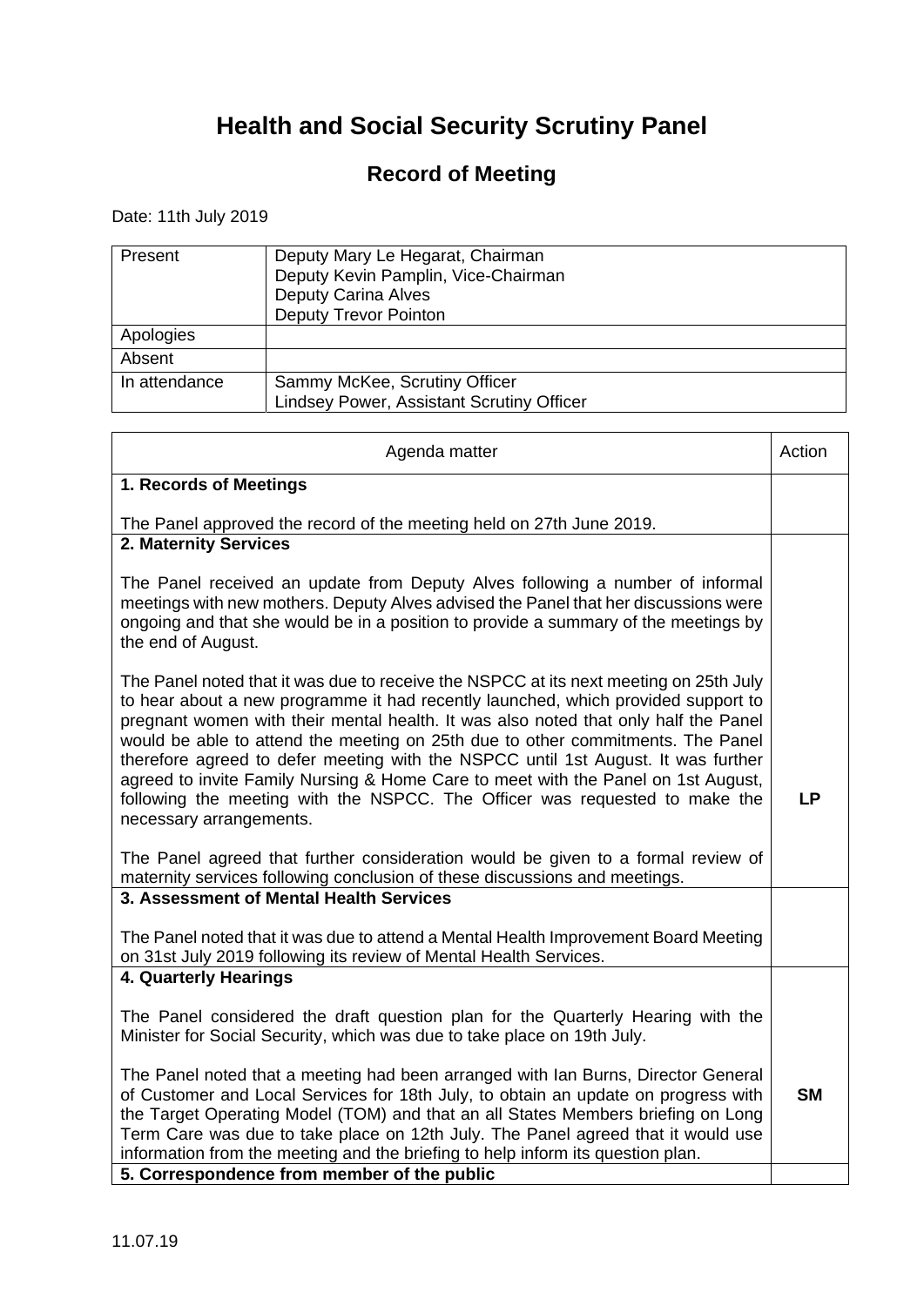# Health and Social Security Scrutiny Panel

## Record of Meeting

Date: 11th July 2019

| | |
|---|---|
| Present | Deputy Mary Le Hegarat, Chairman<br>Deputy Kevin Pamplin, Vice-Chairman<br>Deputy Carina Alves<br>Deputy Trevor Pointon |
| Apologies | |
| Absent | |
| In attendance | Sammy McKee, Scrutiny Officer<br>Lindsey Power, Assistant Scrutiny Officer |

| Agenda matter | Action |
|---|---|
| **1. Records of Meetings**<br><br>The Panel approved the record of the meeting held on 27th June 2019. | |
| **2. Maternity Services**<br><br>The Panel received an update from Deputy Alves following a number of informal meetings with new mothers. Deputy Alves advised the Panel that her discussions were ongoing and that she would be in a position to provide a summary of the meetings by the end of August.<br><br>The Panel noted that it was due to receive the NSPCC at its next meeting on 25th July to hear about a new programme it had recently launched, which provided support to pregnant women with their mental health. It was also noted that only half the Panel would be able to attend the meeting on 25th due to other commitments. The Panel therefore agreed to defer meeting with the NSPCC until 1st August. It was further agreed to invite Family Nursing & Home Care to meet with the Panel on 1st August, following the meeting with the NSPCC. The Officer was requested to make the necessary arrangements.<br><br>The Panel agreed that further consideration would be given to a formal review of maternity services following conclusion of these discussions and meetings. | **LP** |
| **3. Assessment of Mental Health Services**<br><br>The Panel noted that it was due to attend a Mental Health Improvement Board Meeting on 31st July 2019 following its review of Mental Health Services. | |
| **4. Quarterly Hearings**<br><br>The Panel considered the draft question plan for the Quarterly Hearing with the Minister for Social Security, which was due to take place on 19th July.<br><br>The Panel noted that a meeting had been arranged with Ian Burns, Director General of Customer and Local Services for 18th July, to obtain an update on progress with the Target Operating Model (TOM) and that an all States Members briefing on Long Term Care was due to take place on 12th July. The Panel agreed that it would use information from the meeting and the briefing to help inform its question plan. | **SM** |
| **5. Correspondence from member of the public** | |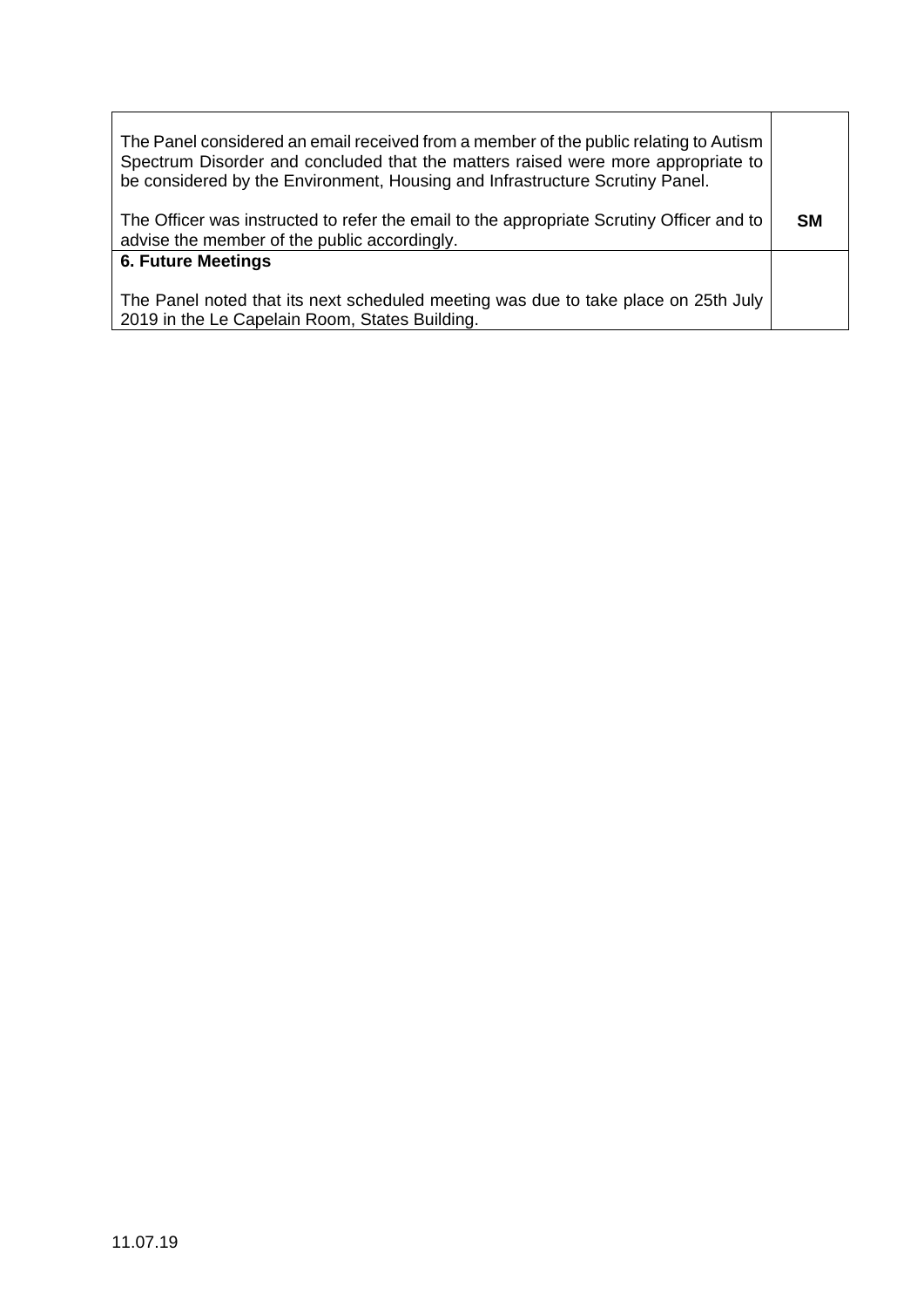| | |
|---|---|
| The Panel considered an email received from a member of the public relating to Autism Spectrum Disorder and concluded that the matters raised were more appropriate to be considered by the Environment, Housing and Infrastructure Scrutiny Panel.<br><br>The Officer was instructed to refer the email to the appropriate Scrutiny Officer and to advise the member of the public accordingly. | **SM** |
| **6. Future Meetings**<br><br>The Panel noted that its next scheduled meeting was due to take place on 25th July 2019 in the Le Capelain Room, States Building. | |

11.07.19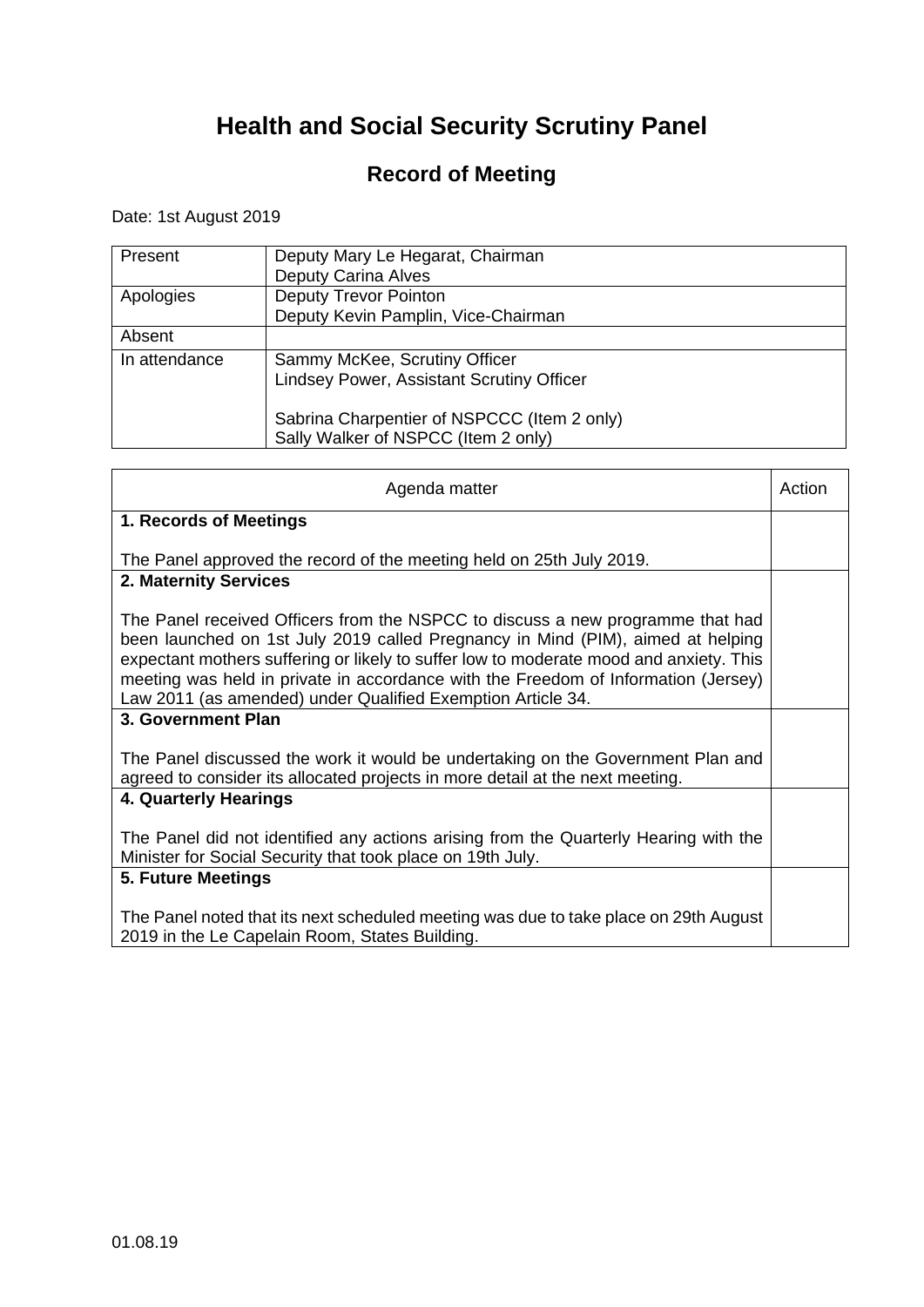# Health and Social Security Scrutiny Panel

## Record of Meeting

Date: 1st August 2019

| | |
|---|---|
| Present | Deputy Mary Le Hegarat, Chairman<br>Deputy Carina Alves |
| Apologies | Deputy Trevor Pointon<br>Deputy Kevin Pamplin, Vice-Chairman |
| Absent | |
| In attendance | Sammy McKee, Scrutiny Officer<br>Lindsey Power, Assistant Scrutiny Officer<br><br>Sabrina Charpentier of NSPCCC (Item 2 only)<br>Sally Walker of NSPCC (Item 2 only) |

| Agenda matter | Action |
|---|---|
| **1. Records of Meetings**<br><br>The Panel approved the record of the meeting held on 25th July 2019. | |
| **2. Maternity Services**<br><br>The Panel received Officers from the NSPCC to discuss a new programme that had been launched on 1st July 2019 called Pregnancy in Mind (PIM), aimed at helping expectant mothers suffering or likely to suffer low to moderate mood and anxiety. This meeting was held in private in accordance with the Freedom of Information (Jersey) Law 2011 (as amended) under Qualified Exemption Article 34. | |
| **3. Government Plan**<br><br>The Panel discussed the work it would be undertaking on the Government Plan and agreed to consider its allocated projects in more detail at the next meeting. | |
| **4. Quarterly Hearings**<br><br>The Panel did not identified any actions arising from the Quarterly Hearing with the Minister for Social Security that took place on 19th July. | |
| **5. Future Meetings**<br><br>The Panel noted that its next scheduled meeting was due to take place on 29th August 2019 in the Le Capelain Room, States Building. | |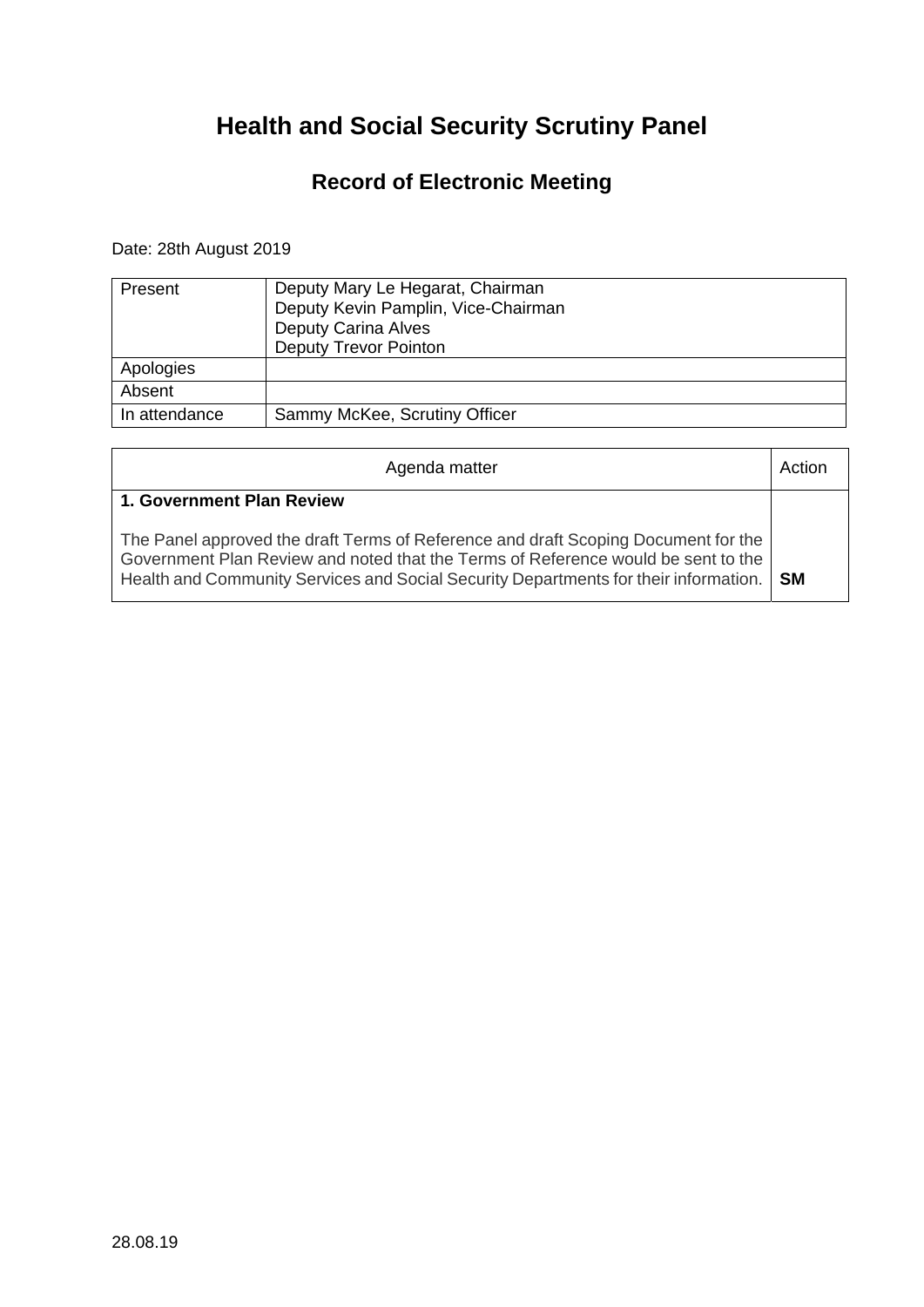# Health and Social Security Scrutiny Panel

## Record of Electronic Meeting

Date: 28th August 2019

| Present | Deputy Mary Le Hegarat, Chairman<br>Deputy Kevin Pamplin, Vice-Chairman<br>Deputy Carina Alves<br>Deputy Trevor Pointon |
|---|---|
| Apologies | |
| Absent | |
| In attendance | Sammy McKee, Scrutiny Officer |

| Agenda matter | Action |
|---|---|
| **1. Government Plan Review**<br><br>The Panel approved the draft Terms of Reference and draft Scoping Document for the Government Plan Review and noted that the Terms of Reference would be sent to the Health and Community Services and Social Security Departments for their information. | **SM** |

28.08.19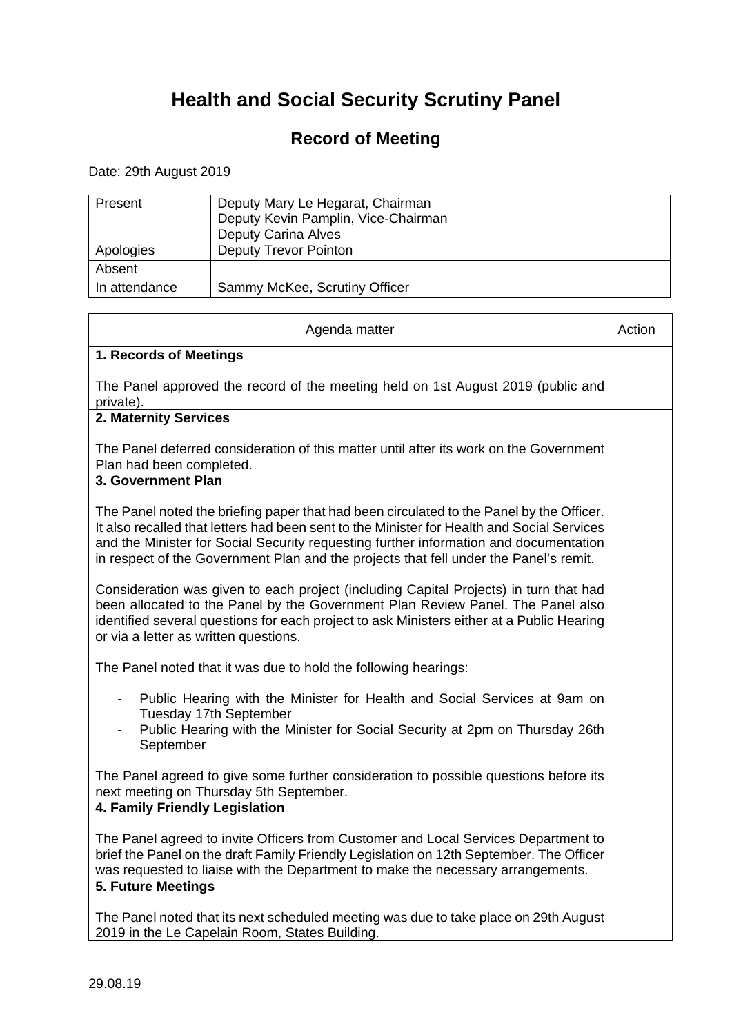# Health and Social Security Scrutiny Panel

## Record of Meeting

Date: 29th August 2019

| Present | Deputy Mary Le Hegarat, Chairman<br>Deputy Kevin Pamplin, Vice-Chairman<br>Deputy Carina Alves |
|---|---|
| Apologies | Deputy Trevor Pointon |
| Absent | |
| In attendance | Sammy McKee, Scrutiny Officer |

| Agenda matter | Action |
|---|---|
| **1. Records of Meetings**<br><br>The Panel approved the record of the meeting held on 1st August 2019 (public and private). | |
| **2. Maternity Services**<br><br>The Panel deferred consideration of this matter until after its work on the Government Plan had been completed. | |
| **3. Government Plan**<br><br>The Panel noted the briefing paper that had been circulated to the Panel by the Officer. It also recalled that letters had been sent to the Minister for Health and Social Services and the Minister for Social Security requesting further information and documentation in respect of the Government Plan and the projects that fell under the Panel's remit.<br><br>Consideration was given to each project (including Capital Projects) in turn that had been allocated to the Panel by the Government Plan Review Panel. The Panel also identified several questions for each project to ask Ministers either at a Public Hearing or via a letter as written questions.<br><br>The Panel noted that it was due to hold the following hearings:<br><br>- Public Hearing with the Minister for Health and Social Services at 9am on Tuesday 17th September<br>- Public Hearing with the Minister for Social Security at 2pm on Thursday 26th September<br><br>The Panel agreed to give some further consideration to possible questions before its next meeting on Thursday 5th September. | |
| **4. Family Friendly Legislation**<br><br>The Panel agreed to invite Officers from Customer and Local Services Department to brief the Panel on the draft Family Friendly Legislation on 12th September. The Officer was requested to liaise with the Department to make the necessary arrangements. | |
| **5. Future Meetings**<br><br>The Panel noted that its next scheduled meeting was due to take place on 29th August 2019 in the Le Capelain Room, States Building. | |

29.08.19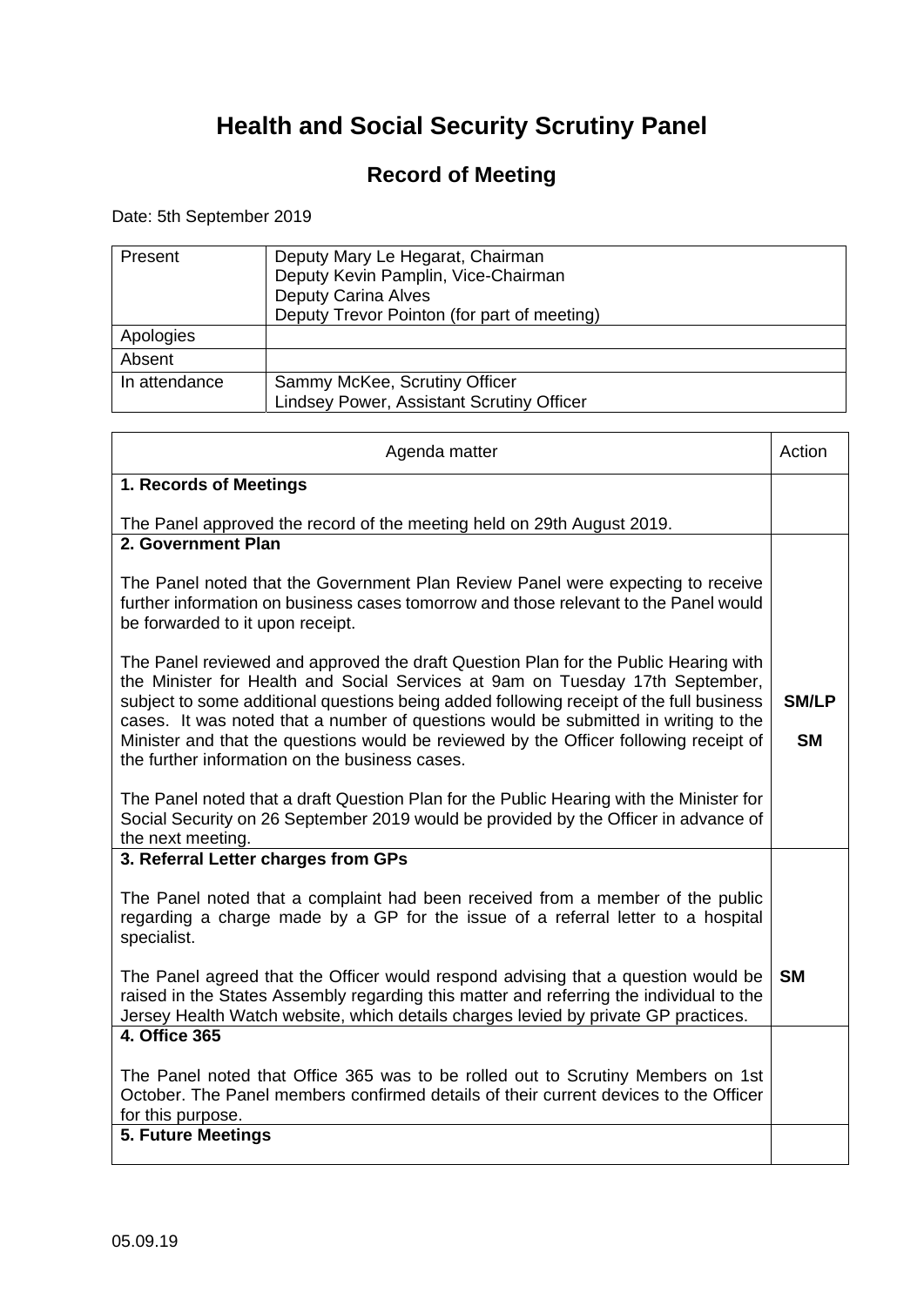# Health and Social Security Scrutiny Panel

## Record of Meeting

Date: 5th September 2019

| | |
|---|---|
| Present | Deputy Mary Le Hegarat, Chairman<br>Deputy Kevin Pamplin, Vice-Chairman<br>Deputy Carina Alves<br>Deputy Trevor Pointon (for part of meeting) |
| Apologies | |
| Absent | |
| In attendance | Sammy McKee, Scrutiny Officer<br>Lindsey Power, Assistant Scrutiny Officer |

| Agenda matter | Action |
|---|---|
| **1. Records of Meetings**<br><br>The Panel approved the record of the meeting held on 29th August 2019. | |
| **2. Government Plan**<br><br>The Panel noted that the Government Plan Review Panel were expecting to receive further information on business cases tomorrow and those relevant to the Panel would be forwarded to it upon receipt.<br><br>The Panel reviewed and approved the draft Question Plan for the Public Hearing with the Minister for Health and Social Services at 9am on Tuesday 17th September, subject to some additional questions being added following receipt of the full business cases. It was noted that a number of questions would be submitted in writing to the Minister and that the questions would be reviewed by the Officer following receipt of the further information on the business cases.<br><br>The Panel noted that a draft Question Plan for the Public Hearing with the Minister for Social Security on 26 September 2019 would be provided by the Officer in advance of the next meeting. | **SM/LP**<br><br>**SM** |
| **3. Referral Letter charges from GPs**<br><br>The Panel noted that a complaint had been received from a member of the public regarding a charge made by a GP for the issue of a referral letter to a hospital specialist.<br><br>The Panel agreed that the Officer would respond advising that a question would be raised in the States Assembly regarding this matter and referring the individual to the Jersey Health Watch website, which details charges levied by private GP practices. | **SM** |
| **4. Office 365**<br><br>The Panel noted that Office 365 was to be rolled out to Scrutiny Members on 1st October. The Panel members confirmed details of their current devices to the Officer for this purpose. | |
| **5. Future Meetings** | |

05.09.19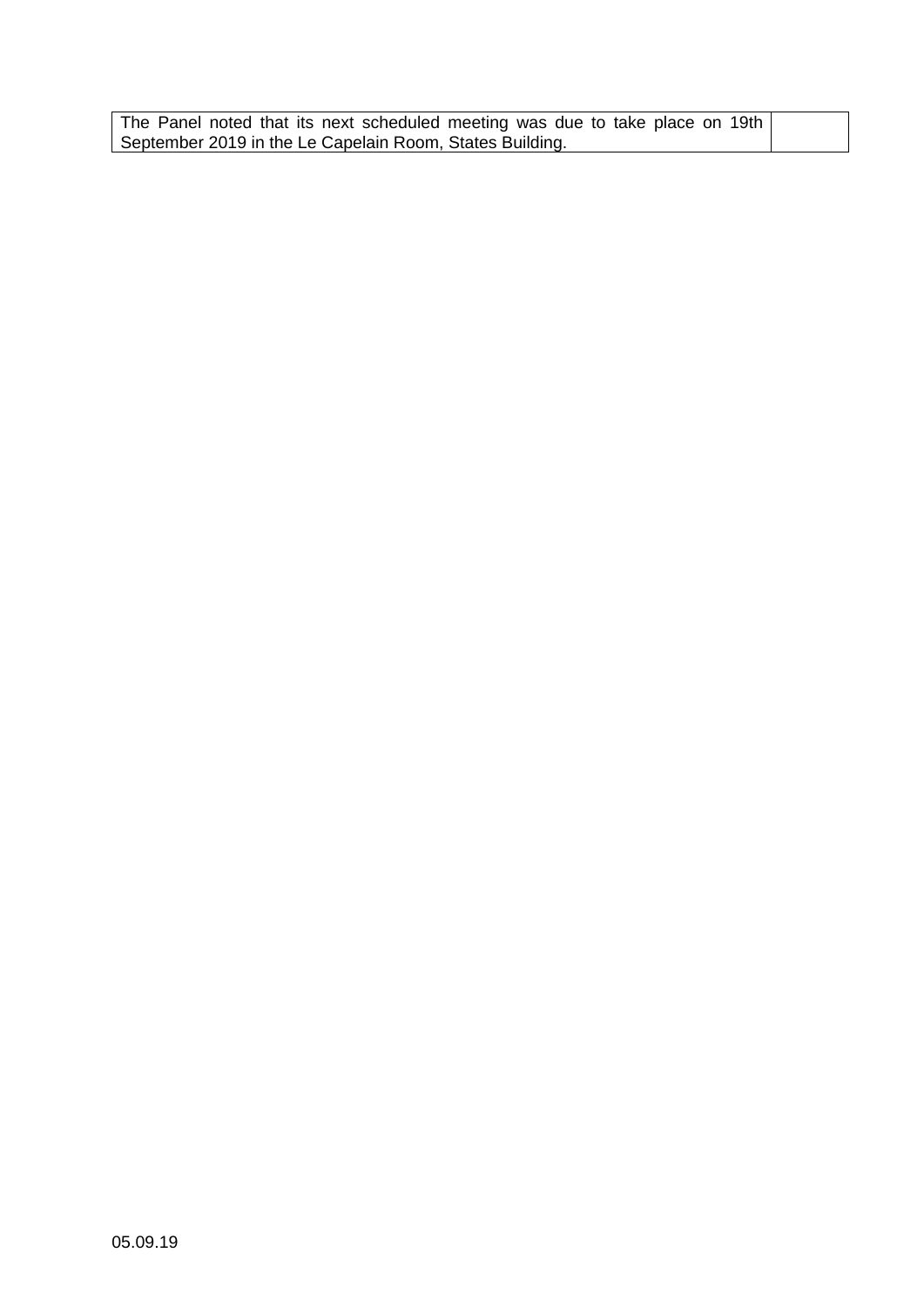| The Panel noted that its next scheduled meeting was due to take place on 19th September 2019 in the Le Capelain Room, States Building. | |
|---|---|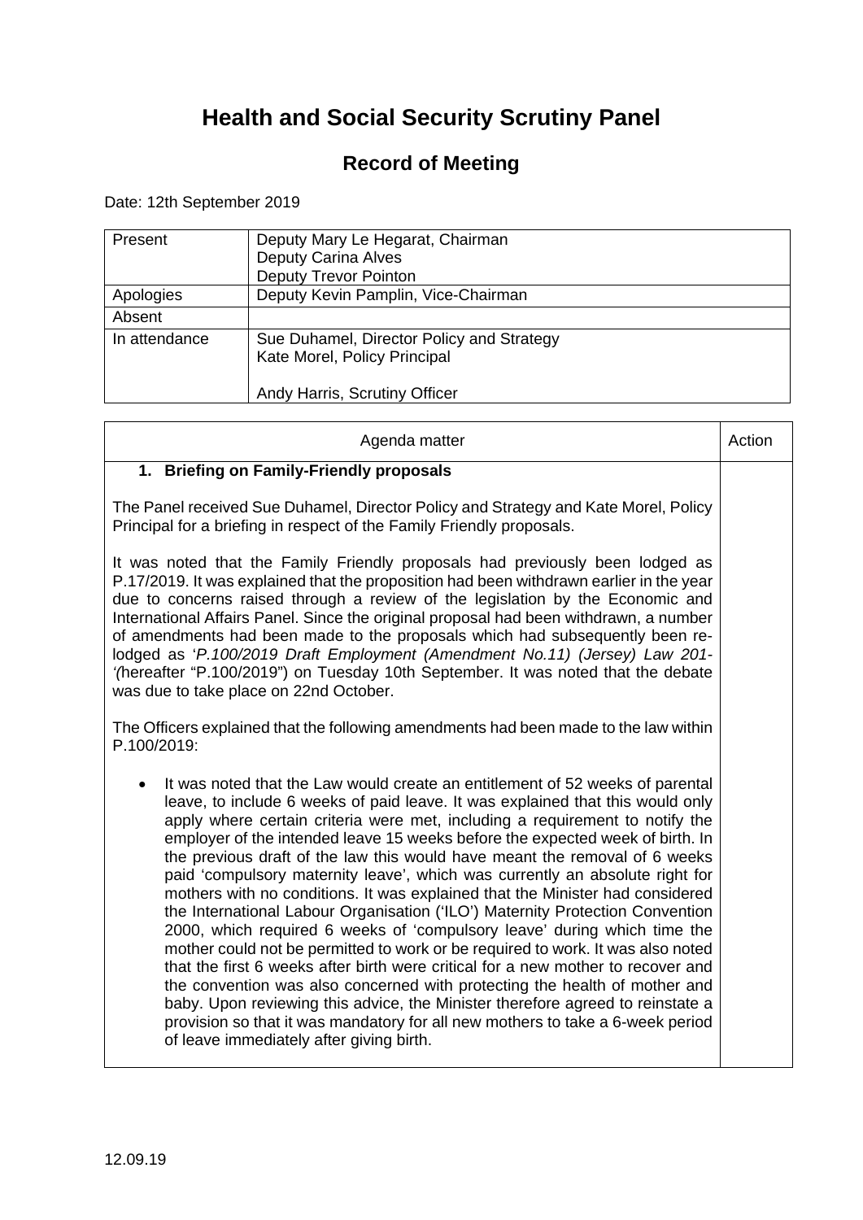# Health and Social Security Scrutiny Panel

## Record of Meeting

Date: 12th September 2019

| | |
|---|---|
| Present | Deputy Mary Le Hegarat, Chairman<br>Deputy Carina Alves<br>Deputy Trevor Pointon |
| Apologies | Deputy Kevin Pamplin, Vice-Chairman |
| Absent | |
| In attendance | Sue Duhamel, Director Policy and Strategy<br>Kate Morel, Policy Principal<br><br>Andy Harris, Scrutiny Officer |

| Agenda matter | Action |
|---|---|
| **1. Briefing on Family-Friendly proposals**<br><br>The Panel received Sue Duhamel, Director Policy and Strategy and Kate Morel, Policy Principal for a briefing in respect of the Family Friendly proposals.<br><br>It was noted that the Family Friendly proposals had previously been lodged as P.17/2019. It was explained that the proposition had been withdrawn earlier in the year due to concerns raised through a review of the legislation by the Economic and International Affairs Panel. Since the original proposal had been withdrawn, a number of amendments had been made to the proposals which had subsequently been re-lodged as '*P.100/2019 Draft Employment (Amendment No.11) (Jersey) Law 201-'(*hereafter "P.100/2019") on Tuesday 10th September. It was noted that the debate was due to take place on 22nd October.<br><br>The Officers explained that the following amendments had been made to the law within P.100/2019:<br><br>• It was noted that the Law would create an entitlement of 52 weeks of parental leave, to include 6 weeks of paid leave. It was explained that this would only apply where certain criteria were met, including a requirement to notify the employer of the intended leave 15 weeks before the expected week of birth. In the previous draft of the law this would have meant the removal of 6 weeks paid 'compulsory maternity leave', which was currently an absolute right for mothers with no conditions. It was explained that the Minister had considered the International Labour Organisation ('ILO') Maternity Protection Convention 2000, which required 6 weeks of 'compulsory leave' during which time the mother could not be permitted to work or be required to work. It was also noted that the first 6 weeks after birth were critical for a new mother to recover and the convention was also concerned with protecting the health of mother and baby. Upon reviewing this advice, the Minister therefore agreed to reinstate a provision so that it was mandatory for all new mothers to take a 6-week period of leave immediately after giving birth. | |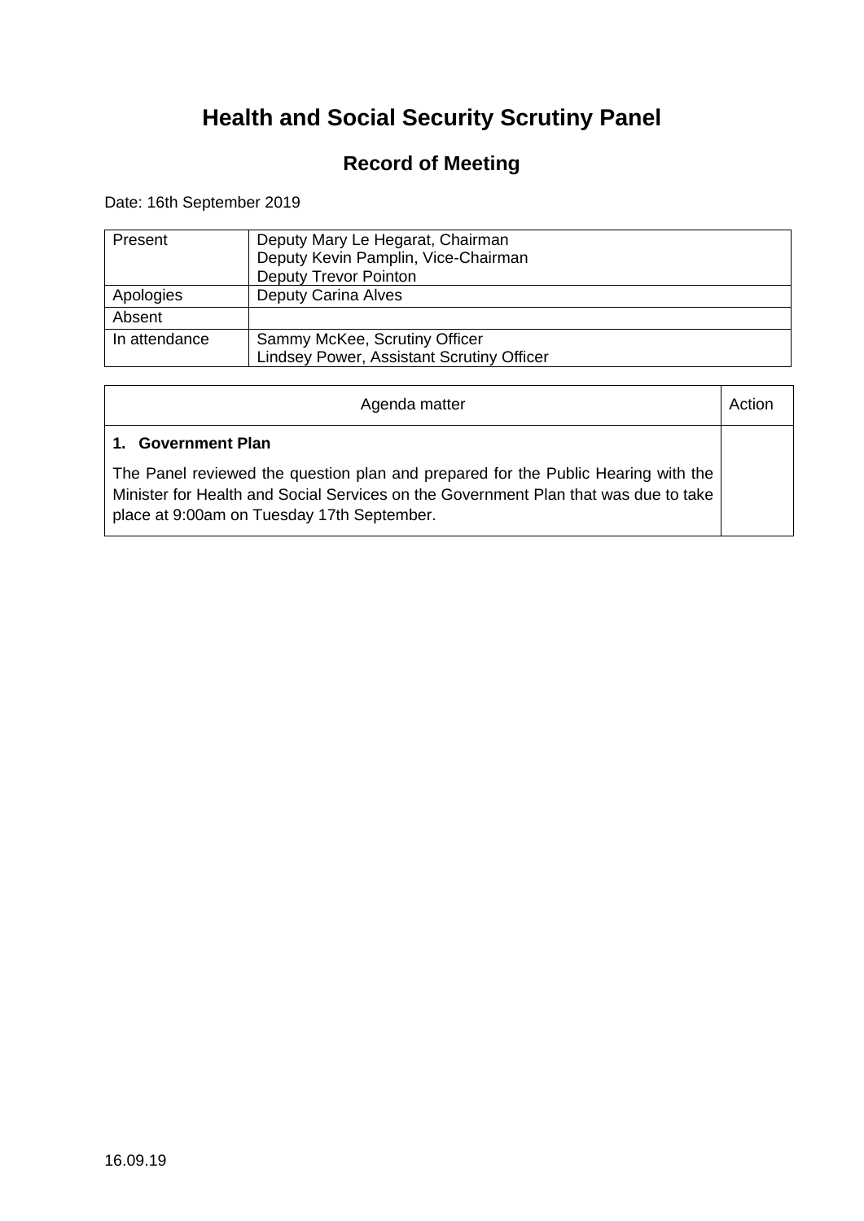# Health and Social Security Scrutiny Panel

## Record of Meeting

Date: 16th September 2019

| | |
|---|---|
| Present | Deputy Mary Le Hegarat, Chairman<br>Deputy Kevin Pamplin, Vice-Chairman<br>Deputy Trevor Pointon |
| Apologies | Deputy Carina Alves |
| Absent | |
| In attendance | Sammy McKee, Scrutiny Officer<br>Lindsey Power, Assistant Scrutiny Officer |

| Agenda matter | Action |
|---|---|
| **1. Government Plan**<br><br>The Panel reviewed the question plan and prepared for the Public Hearing with the Minister for Health and Social Services on the Government Plan that was due to take place at 9:00am on Tuesday 17th September. | |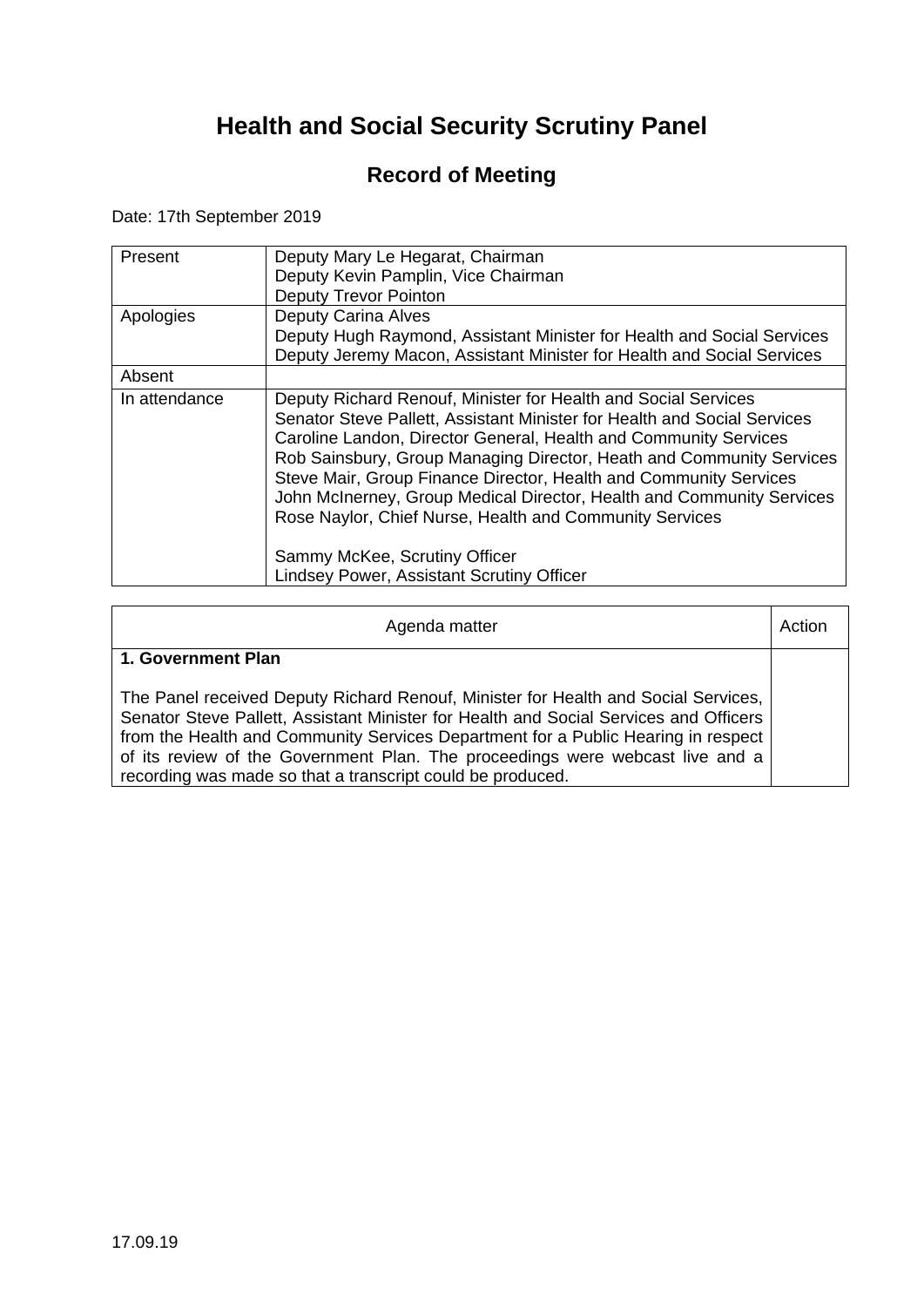# Health and Social Security Scrutiny Panel

## Record of Meeting

Date: 17th September 2019

| | |
|---|---|
| Present | Deputy Mary Le Hegarat, Chairman<br>Deputy Kevin Pamplin, Vice Chairman<br>Deputy Trevor Pointon |
| Apologies | Deputy Carina Alves<br>Deputy Hugh Raymond, Assistant Minister for Health and Social Services<br>Deputy Jeremy Macon, Assistant Minister for Health and Social Services |
| Absent | |
| In attendance | Deputy Richard Renouf, Minister for Health and Social Services<br>Senator Steve Pallett, Assistant Minister for Health and Social Services<br>Caroline Landon, Director General, Health and Community Services<br>Rob Sainsbury, Group Managing Director, Heath and Community Services<br>Steve Mair, Group Finance Director, Health and Community Services<br>John McInerney, Group Medical Director, Health and Community Services<br>Rose Naylor, Chief Nurse, Health and Community Services<br><br>Sammy McKee, Scrutiny Officer<br>Lindsey Power, Assistant Scrutiny Officer |

| Agenda matter | Action |
|---|---|
| **1. Government Plan**<br><br>The Panel received Deputy Richard Renouf, Minister for Health and Social Services, Senator Steve Pallett, Assistant Minister for Health and Social Services and Officers from the Health and Community Services Department for a Public Hearing in respect of its review of the Government Plan. The proceedings were webcast live and a recording was made so that a transcript could be produced. | |

17.09.19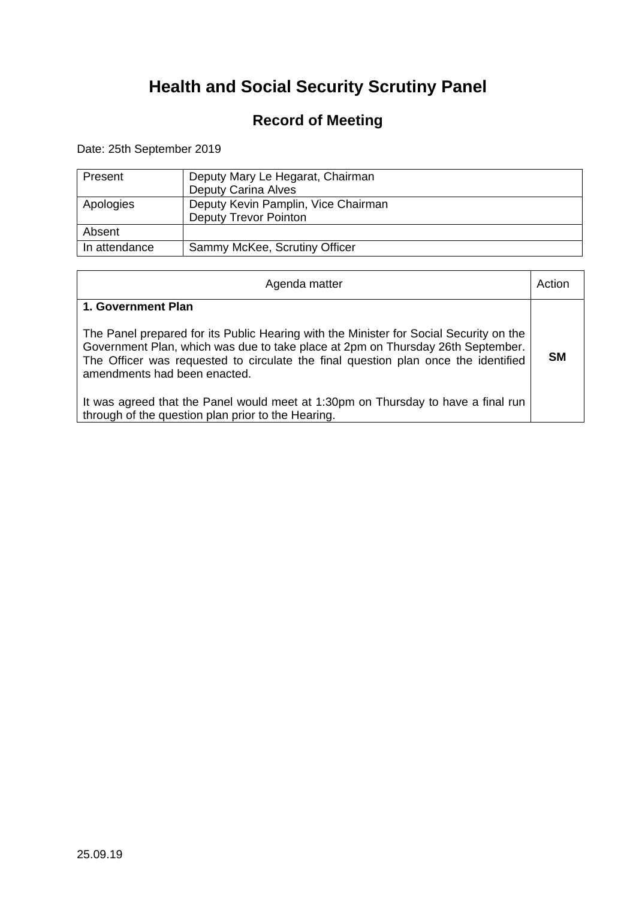# Health and Social Security Scrutiny Panel

## Record of Meeting

Date: 25th September 2019

| | |
|---|---|
| Present | Deputy Mary Le Hegarat, Chairman<br>Deputy Carina Alves |
| Apologies | Deputy Kevin Pamplin, Vice Chairman<br>Deputy Trevor Pointon |
| Absent | |
| In attendance | Sammy McKee, Scrutiny Officer |

| Agenda matter | Action |
|---|---|
| **1. Government Plan**<br><br>The Panel prepared for its Public Hearing with the Minister for Social Security on the Government Plan, which was due to take place at 2pm on Thursday 26th September. The Officer was requested to circulate the final question plan once the identified amendments had been enacted.<br><br>It was agreed that the Panel would meet at 1:30pm on Thursday to have a final run through of the question plan prior to the Hearing. | **SM** |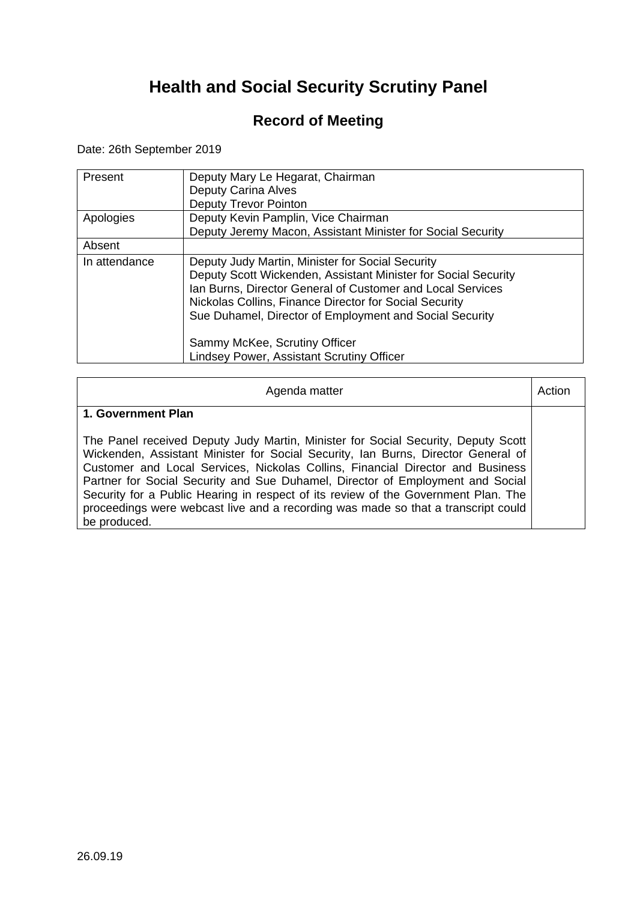# Health and Social Security Scrutiny Panel

## Record of Meeting

Date: 26th September 2019

| | |
|---|---|
| Present | Deputy Mary Le Hegarat, Chairman<br>Deputy Carina Alves<br>Deputy Trevor Pointon |
| Apologies | Deputy Kevin Pamplin, Vice Chairman<br>Deputy Jeremy Macon, Assistant Minister for Social Security |
| Absent | |
| In attendance | Deputy Judy Martin, Minister for Social Security<br>Deputy Scott Wickenden, Assistant Minister for Social Security<br>Ian Burns, Director General of Customer and Local Services<br>Nickolas Collins, Finance Director for Social Security<br>Sue Duhamel, Director of Employment and Social Security<br><br>Sammy McKee, Scrutiny Officer<br>Lindsey Power, Assistant Scrutiny Officer |

| Agenda matter | Action |
|---|---|
| **1. Government Plan**<br><br>The Panel received Deputy Judy Martin, Minister for Social Security, Deputy Scott Wickenden, Assistant Minister for Social Security, Ian Burns, Director General of Customer and Local Services, Nickolas Collins, Financial Director and Business Partner for Social Security and Sue Duhamel, Director of Employment and Social Security for a Public Hearing in respect of its review of the Government Plan. The proceedings were webcast live and a recording was made so that a transcript could be produced. | |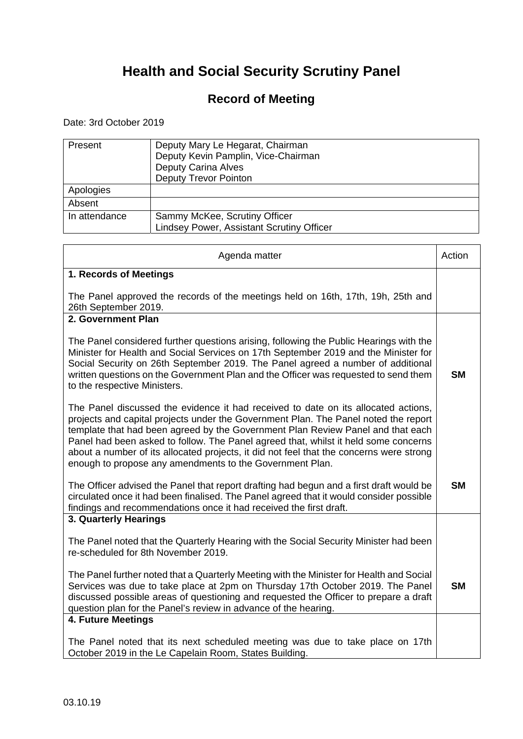# Health and Social Security Scrutiny Panel

## Record of Meeting

Date: 3rd October 2019

| | |
|---|---|
| Present | Deputy Mary Le Hegarat, Chairman<br>Deputy Kevin Pamplin, Vice-Chairman<br>Deputy Carina Alves<br>Deputy Trevor Pointon |
| Apologies | |
| Absent | |
| In attendance | Sammy McKee, Scrutiny Officer<br>Lindsey Power, Assistant Scrutiny Officer |

| Agenda matter | Action |
|---|---|
| **1. Records of Meetings**<br><br>The Panel approved the records of the meetings held on 16th, 17th, 19h, 25th and 26th September 2019. | |
| **2. Government Plan**<br><br>The Panel considered further questions arising, following the Public Hearings with the Minister for Health and Social Services on 17th September 2019 and the Minister for Social Security on 26th September 2019. The Panel agreed a number of additional written questions on the Government Plan and the Officer was requested to send them to the respective Ministers.<br><br>The Panel discussed the evidence it had received to date on its allocated actions, projects and capital projects under the Government Plan. The Panel noted the report template that had been agreed by the Government Plan Review Panel and that each Panel had been asked to follow. The Panel agreed that, whilst it held some concerns about a number of its allocated projects, it did not feel that the concerns were strong enough to propose any amendments to the Government Plan.<br><br>The Officer advised the Panel that report drafting had begun and a first draft would be circulated once it had been finalised. The Panel agreed that it would consider possible findings and recommendations once it had received the first draft. | **SM**<br><br>**SM** |
| **3. Quarterly Hearings**<br><br>The Panel noted that the Quarterly Hearing with the Social Security Minister had been re-scheduled for 8th November 2019.<br><br>The Panel further noted that a Quarterly Meeting with the Minister for Health and Social Services was due to take place at 2pm on Thursday 17th October 2019. The Panel discussed possible areas of questioning and requested the Officer to prepare a draft question plan for the Panel's review in advance of the hearing. | **SM** |
| **4. Future Meetings**<br><br>The Panel noted that its next scheduled meeting was due to take place on 17th October 2019 in the Le Capelain Room, States Building. | |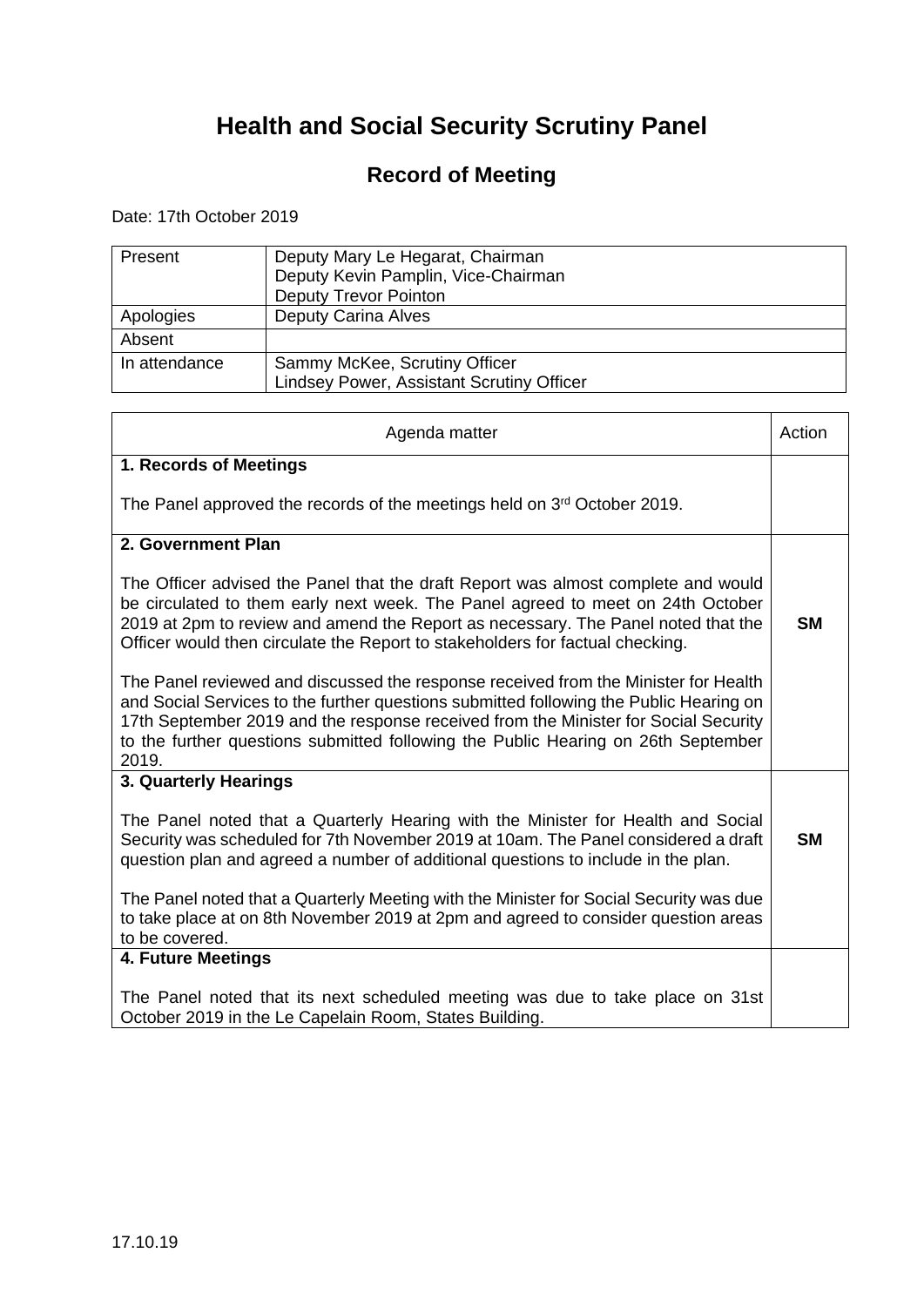# Health and Social Security Scrutiny Panel

## Record of Meeting

Date: 17th October 2019

| | |
|---|---|
| Present | Deputy Mary Le Hegarat, Chairman<br>Deputy Kevin Pamplin, Vice-Chairman<br>Deputy Trevor Pointon |
| Apologies | Deputy Carina Alves |
| Absent | |
| In attendance | Sammy McKee, Scrutiny Officer<br>Lindsey Power, Assistant Scrutiny Officer |

| Agenda matter | Action |
|---|---|
| **1. Records of Meetings**<br><br>The Panel approved the records of the meetings held on 3rd October 2019. | |
| **2. Government Plan**<br><br>The Officer advised the Panel that the draft Report was almost complete and would be circulated to them early next week. The Panel agreed to meet on 24th October 2019 at 2pm to review and amend the Report as necessary. The Panel noted that the Officer would then circulate the Report to stakeholders for factual checking.<br><br>The Panel reviewed and discussed the response received from the Minister for Health and Social Services to the further questions submitted following the Public Hearing on 17th September 2019 and the response received from the Minister for Social Security to the further questions submitted following the Public Hearing on 26th September 2019. | **SM** |
| **3. Quarterly Hearings**<br><br>The Panel noted that a Quarterly Hearing with the Minister for Health and Social Security was scheduled for 7th November 2019 at 10am. The Panel considered a draft question plan and agreed a number of additional questions to include in the plan.<br><br>The Panel noted that a Quarterly Meeting with the Minister for Social Security was due to take place at on 8th November 2019 at 2pm and agreed to consider question areas to be covered. | **SM** |
| **4. Future Meetings**<br><br>The Panel noted that its next scheduled meeting was due to take place on 31st October 2019 in the Le Capelain Room, States Building. | |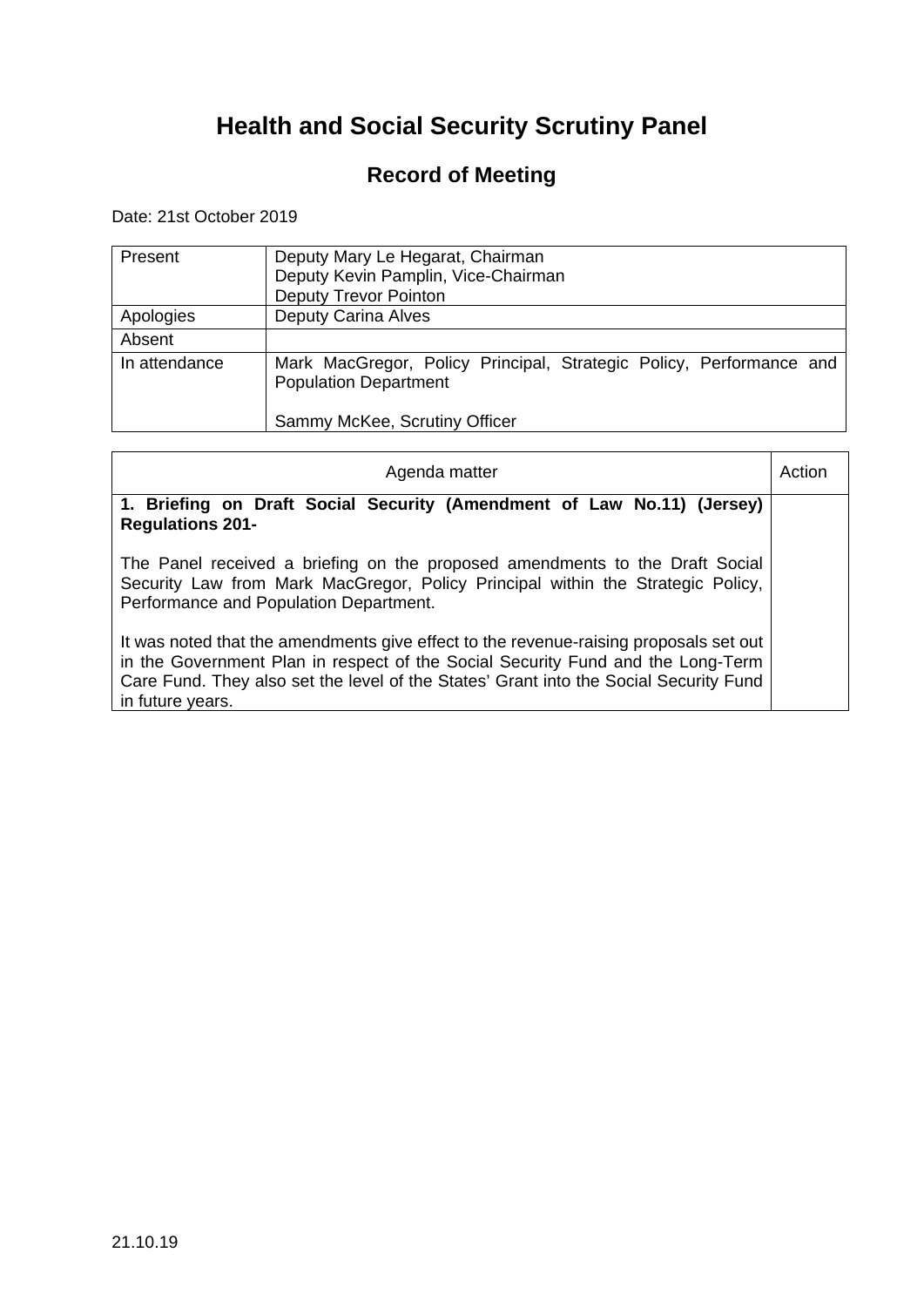# Health and Social Security Scrutiny Panel

## Record of Meeting

Date: 21st October 2019

| | |
|---|---|
| Present | Deputy Mary Le Hegarat, Chairman<br>Deputy Kevin Pamplin, Vice-Chairman<br>Deputy Trevor Pointon |
| Apologies | Deputy Carina Alves |
| Absent | |
| In attendance | Mark MacGregor, Policy Principal, Strategic Policy, Performance and Population Department<br><br>Sammy McKee, Scrutiny Officer |

| Agenda matter | Action |
|---|---|
| **1. Briefing on Draft Social Security (Amendment of Law No.11) (Jersey) Regulations 201-**<br><br>The Panel received a briefing on the proposed amendments to the Draft Social Security Law from Mark MacGregor, Policy Principal within the Strategic Policy, Performance and Population Department.<br><br>It was noted that the amendments give effect to the revenue-raising proposals set out in the Government Plan in respect of the Social Security Fund and the Long-Term Care Fund. They also set the level of the States' Grant into the Social Security Fund in future years. | |

21.10.19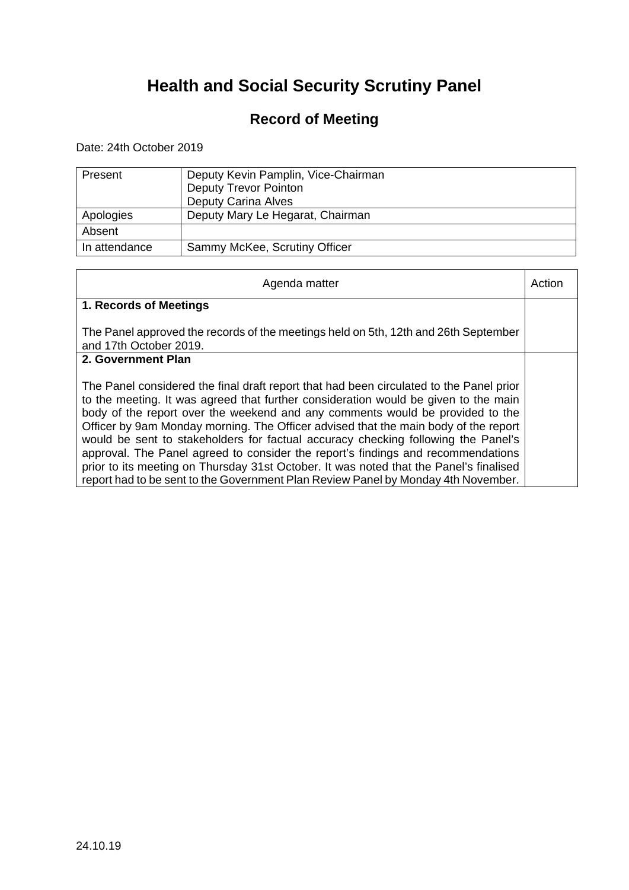# Health and Social Security Scrutiny Panel

## Record of Meeting

Date: 24th October 2019

| | |
|---|---|
| Present | Deputy Kevin Pamplin, Vice-Chairman<br>Deputy Trevor Pointon<br>Deputy Carina Alves |
| Apologies | Deputy Mary Le Hegarat, Chairman |
| Absent | |
| In attendance | Sammy McKee, Scrutiny Officer |

| Agenda matter | Action |
|---|---|
| **1. Records of Meetings**<br><br>The Panel approved the records of the meetings held on 5th, 12th and 26th September and 17th October 2019. | |
| **2. Government Plan**<br><br>The Panel considered the final draft report that had been circulated to the Panel prior to the meeting. It was agreed that further consideration would be given to the main body of the report over the weekend and any comments would be provided to the Officer by 9am Monday morning. The Officer advised that the main body of the report would be sent to stakeholders for factual accuracy checking following the Panel's approval. The Panel agreed to consider the report's findings and recommendations prior to its meeting on Thursday 31st October. It was noted that the Panel's finalised report had to be sent to the Government Plan Review Panel by Monday 4th November. | |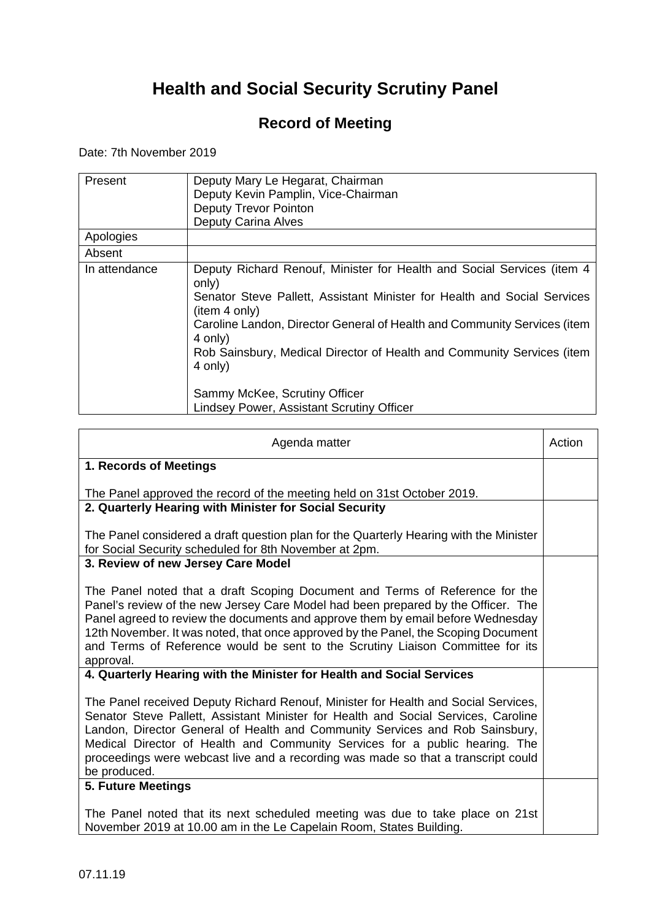# Health and Social Security Scrutiny Panel

## Record of Meeting

Date: 7th November 2019

| Present | Deputy Mary Le Hegarat, Chairman<br>Deputy Kevin Pamplin, Vice-Chairman<br>Deputy Trevor Pointon<br>Deputy Carina Alves |
|---|---|
| Apologies | |
| Absent | |
| In attendance | Deputy Richard Renouf, Minister for Health and Social Services (item 4 only)<br>Senator Steve Pallett, Assistant Minister for Health and Social Services (item 4 only)<br>Caroline Landon, Director General of Health and Community Services (item 4 only)<br>Rob Sainsbury, Medical Director of Health and Community Services (item 4 only)<br><br>Sammy McKee, Scrutiny Officer<br>Lindsey Power, Assistant Scrutiny Officer |

| Agenda matter | Action |
|---|---|
| **1. Records of Meetings**<br><br>The Panel approved the record of the meeting held on 31st October 2019. | |
| **2. Quarterly Hearing with Minister for Social Security**<br><br>The Panel considered a draft question plan for the Quarterly Hearing with the Minister for Social Security scheduled for 8th November at 2pm. | |
| **3. Review of new Jersey Care Model**<br><br>The Panel noted that a draft Scoping Document and Terms of Reference for the Panel's review of the new Jersey Care Model had been prepared by the Officer. The Panel agreed to review the documents and approve them by email before Wednesday 12th November. It was noted, that once approved by the Panel, the Scoping Document and Terms of Reference would be sent to the Scrutiny Liaison Committee for its approval. | |
| **4. Quarterly Hearing with the Minister for Health and Social Services**<br><br>The Panel received Deputy Richard Renouf, Minister for Health and Social Services, Senator Steve Pallett, Assistant Minister for Health and Social Services, Caroline Landon, Director General of Health and Community Services and Rob Sainsbury, Medical Director of Health and Community Services for a public hearing. The proceedings were webcast live and a recording was made so that a transcript could be produced. | |
| **5. Future Meetings**<br><br>The Panel noted that its next scheduled meeting was due to take place on 21st November 2019 at 10.00 am in the Le Capelain Room, States Building. | |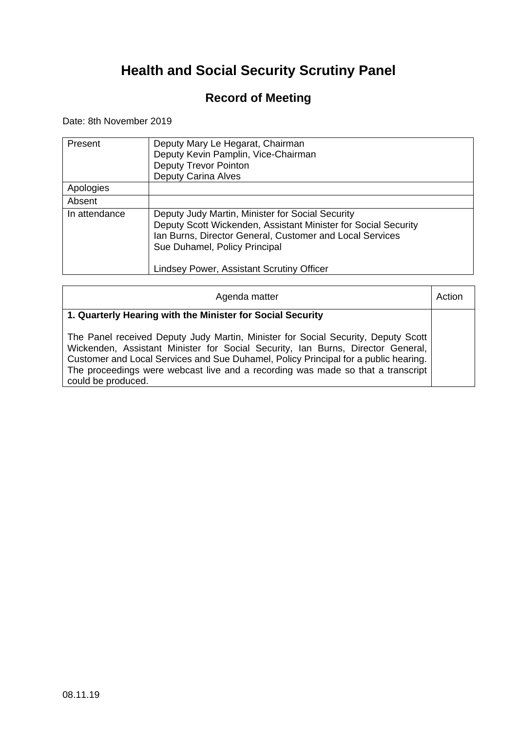# Health and Social Security Scrutiny Panel

## Record of Meeting

Date: 8th November 2019

| | |
|---|---|
| Present | Deputy Mary Le Hegarat, Chairman<br>Deputy Kevin Pamplin, Vice-Chairman<br>Deputy Trevor Pointon<br>Deputy Carina Alves |
| Apologies | |
| Absent | |
| In attendance | Deputy Judy Martin, Minister for Social Security<br>Deputy Scott Wickenden, Assistant Minister for Social Security<br>Ian Burns, Director General, Customer and Local Services<br>Sue Duhamel, Policy Principal<br><br>Lindsey Power, Assistant Scrutiny Officer |

| Agenda matter | Action |
|---|---|
| **1. Quarterly Hearing with the Minister for Social Security**<br><br>The Panel received Deputy Judy Martin, Minister for Social Security, Deputy Scott Wickenden, Assistant Minister for Social Security, Ian Burns, Director General, Customer and Local Services and Sue Duhamel, Policy Principal for a public hearing. The proceedings were webcast live and a recording was made so that a transcript could be produced. | |

08.11.19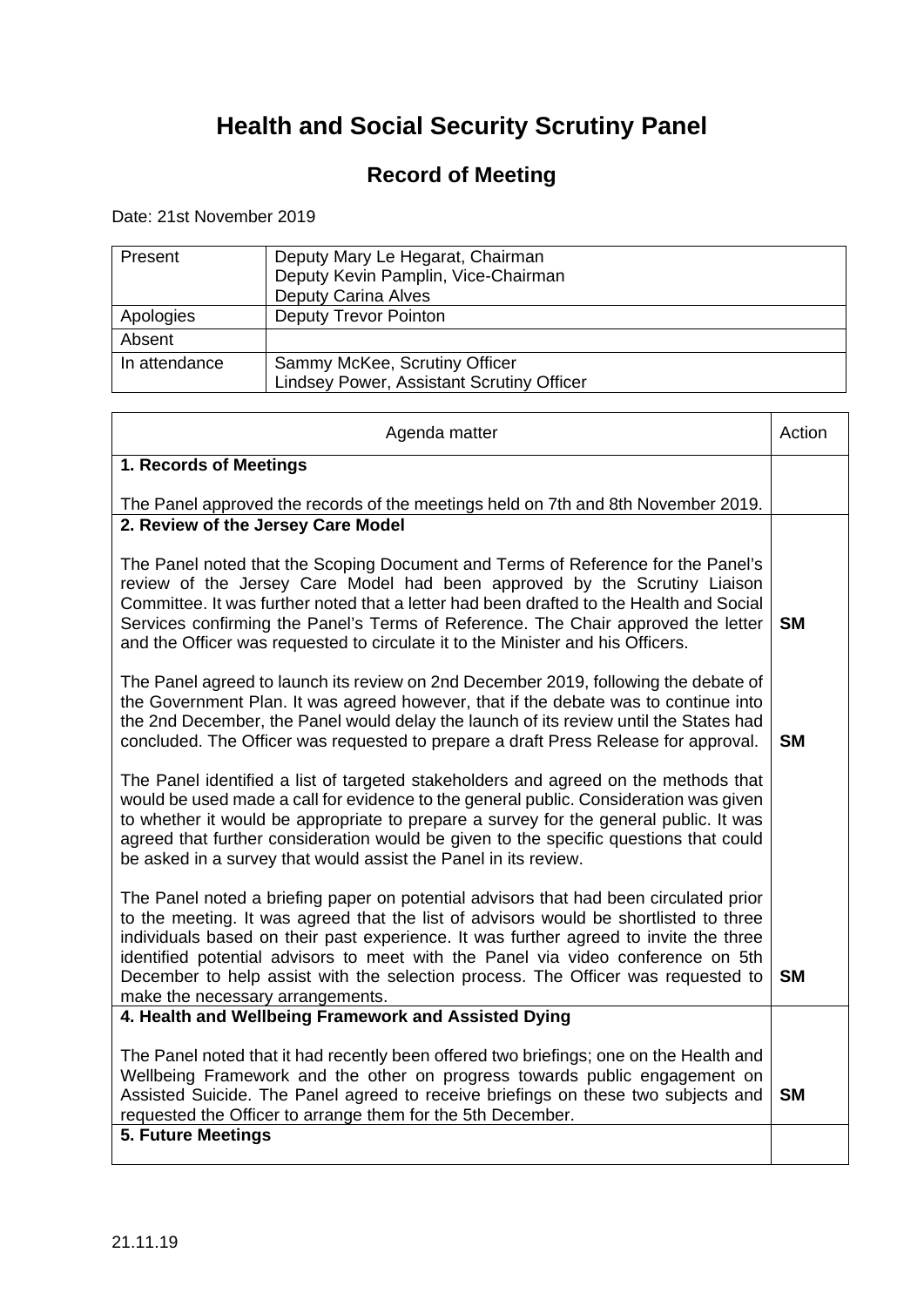# Health and Social Security Scrutiny Panel

## Record of Meeting

Date: 21st November 2019

| | |
|---|---|
| Present | Deputy Mary Le Hegarat, Chairman<br>Deputy Kevin Pamplin, Vice-Chairman<br>Deputy Carina Alves |
| Apologies | Deputy Trevor Pointon |
| Absent | |
| In attendance | Sammy McKee, Scrutiny Officer<br>Lindsey Power, Assistant Scrutiny Officer |

| Agenda matter | Action |
|---|---|
| **1. Records of Meetings**<br><br>The Panel approved the records of the meetings held on 7th and 8th November 2019. | |
| **2. Review of the Jersey Care Model**<br><br>The Panel noted that the Scoping Document and Terms of Reference for the Panel's review of the Jersey Care Model had been approved by the Scrutiny Liaison Committee. It was further noted that a letter had been drafted to the Health and Social Services confirming the Panel's Terms of Reference. The Chair approved the letter and the Officer was requested to circulate it to the Minister and his Officers. | **SM** |
| The Panel agreed to launch its review on 2nd December 2019, following the debate of the Government Plan. It was agreed however, that if the debate was to continue into the 2nd December, the Panel would delay the launch of its review until the States had concluded. The Officer was requested to prepare a draft Press Release for approval. | **SM** |
| The Panel identified a list of targeted stakeholders and agreed on the methods that would be used made a call for evidence to the general public. Consideration was given to whether it would be appropriate to prepare a survey for the general public. It was agreed that further consideration would be given to the specific questions that could be asked in a survey that would assist the Panel in its review. | |
| The Panel noted a briefing paper on potential advisors that had been circulated prior to the meeting. It was agreed that the list of advisors would be shortlisted to three individuals based on their past experience. It was further agreed to invite the three identified potential advisors to meet with the Panel via video conference on 5th December to help assist with the selection process. The Officer was requested to make the necessary arrangements. | **SM** |
| **4. Health and Wellbeing Framework and Assisted Dying**<br><br>The Panel noted that it had recently been offered two briefings; one on the Health and Wellbeing Framework and the other on progress towards public engagement on Assisted Suicide. The Panel agreed to receive briefings on these two subjects and requested the Officer to arrange them for the 5th December. | **SM** |
| **5. Future Meetings** | |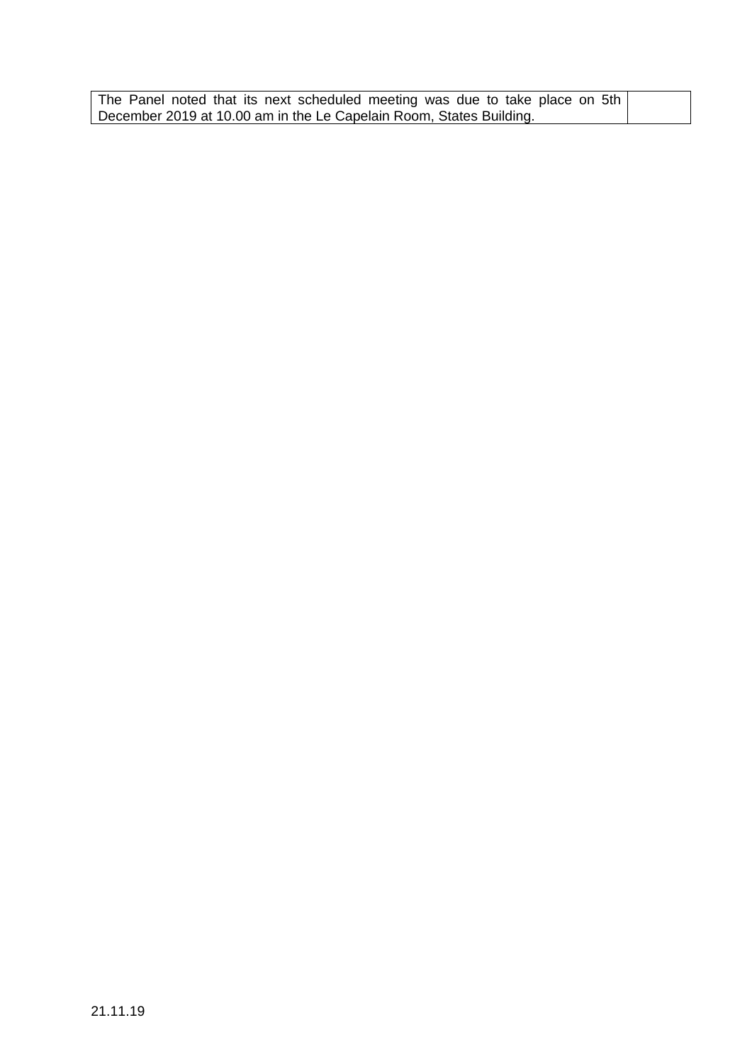| The Panel noted that its next scheduled meeting was due to take place on 5th December 2019 at 10.00 am in the Le Capelain Room, States Building. | |
|---|---|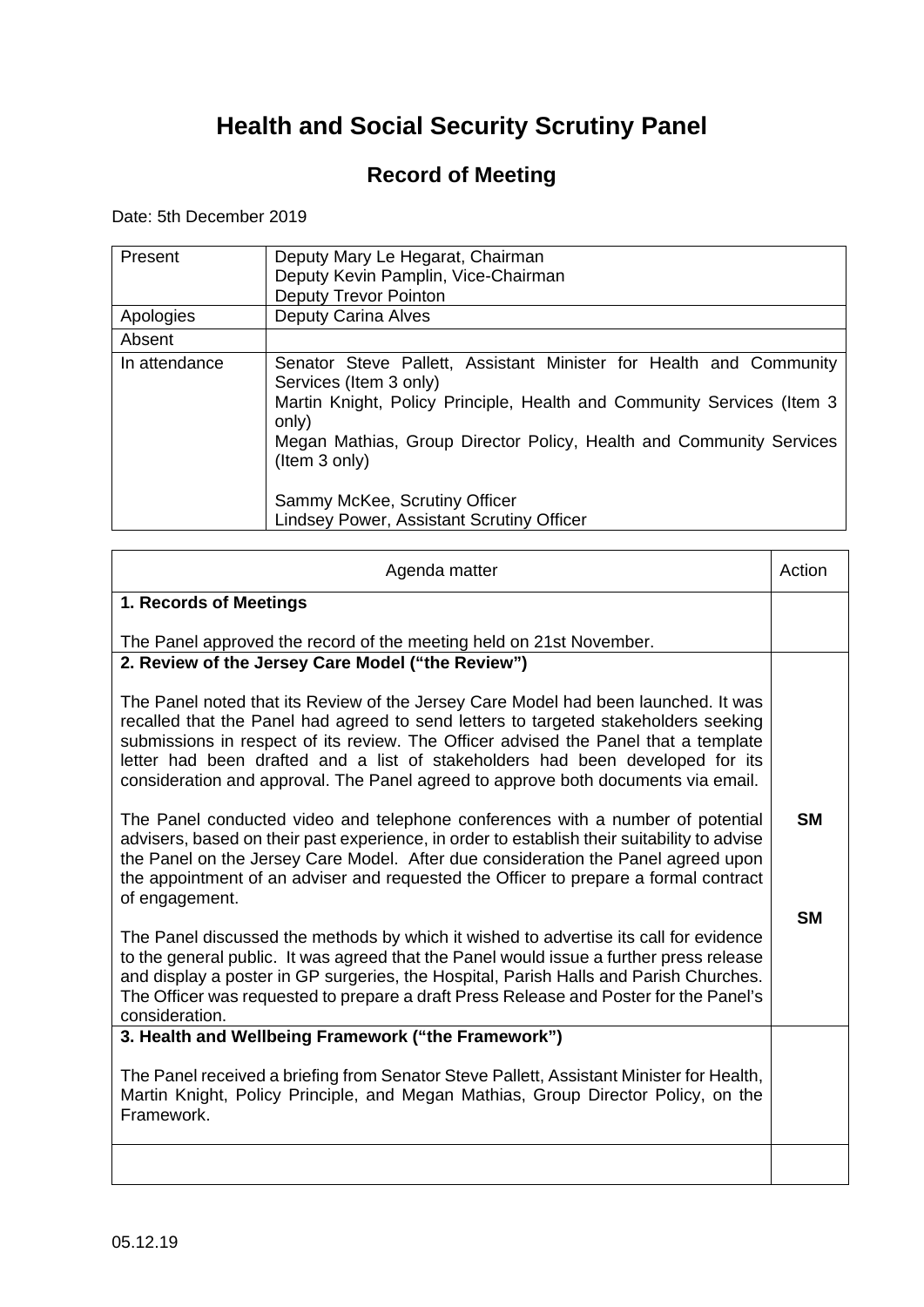# Health and Social Security Scrutiny Panel

## Record of Meeting

Date: 5th December 2019

| | |
|---|---|
| Present | Deputy Mary Le Hegarat, Chairman<br>Deputy Kevin Pamplin, Vice-Chairman<br>Deputy Trevor Pointon |
| Apologies | Deputy Carina Alves |
| Absent | |
| In attendance | Senator Steve Pallett, Assistant Minister for Health and Community Services (Item 3 only)<br>Martin Knight, Policy Principle, Health and Community Services (Item 3 only)<br>Megan Mathias, Group Director Policy, Health and Community Services (Item 3 only)<br><br>Sammy McKee, Scrutiny Officer<br>Lindsey Power, Assistant Scrutiny Officer |

| Agenda matter | Action |
|---|---|
| **1. Records of Meetings**<br><br>The Panel approved the record of the meeting held on 21st November. | |
| **2. Review of the Jersey Care Model ("the Review")**<br><br>The Panel noted that its Review of the Jersey Care Model had been launched. It was recalled that the Panel had agreed to send letters to targeted stakeholders seeking submissions in respect of its review. The Officer advised the Panel that a template letter had been drafted and a list of stakeholders had been developed for its consideration and approval. The Panel agreed to approve both documents via email.<br><br>The Panel conducted video and telephone conferences with a number of potential advisers, based on their past experience, in order to establish their suitability to advise the Panel on the Jersey Care Model. After due consideration the Panel agreed upon the appointment of an adviser and requested the Officer to prepare a formal contract of engagement.<br><br>The Panel discussed the methods by which it wished to advertise its call for evidence to the general public. It was agreed that the Panel would issue a further press release and display a poster in GP surgeries, the Hospital, Parish Halls and Parish Churches. The Officer was requested to prepare a draft Press Release and Poster for the Panel's consideration. | **SM**<br><br>**SM** |
| **3. Health and Wellbeing Framework ("the Framework")**<br><br>The Panel received a briefing from Senator Steve Pallett, Assistant Minister for Health, Martin Knight, Policy Principle, and Megan Mathias, Group Director Policy, on the Framework. | |
| | |

05.12.19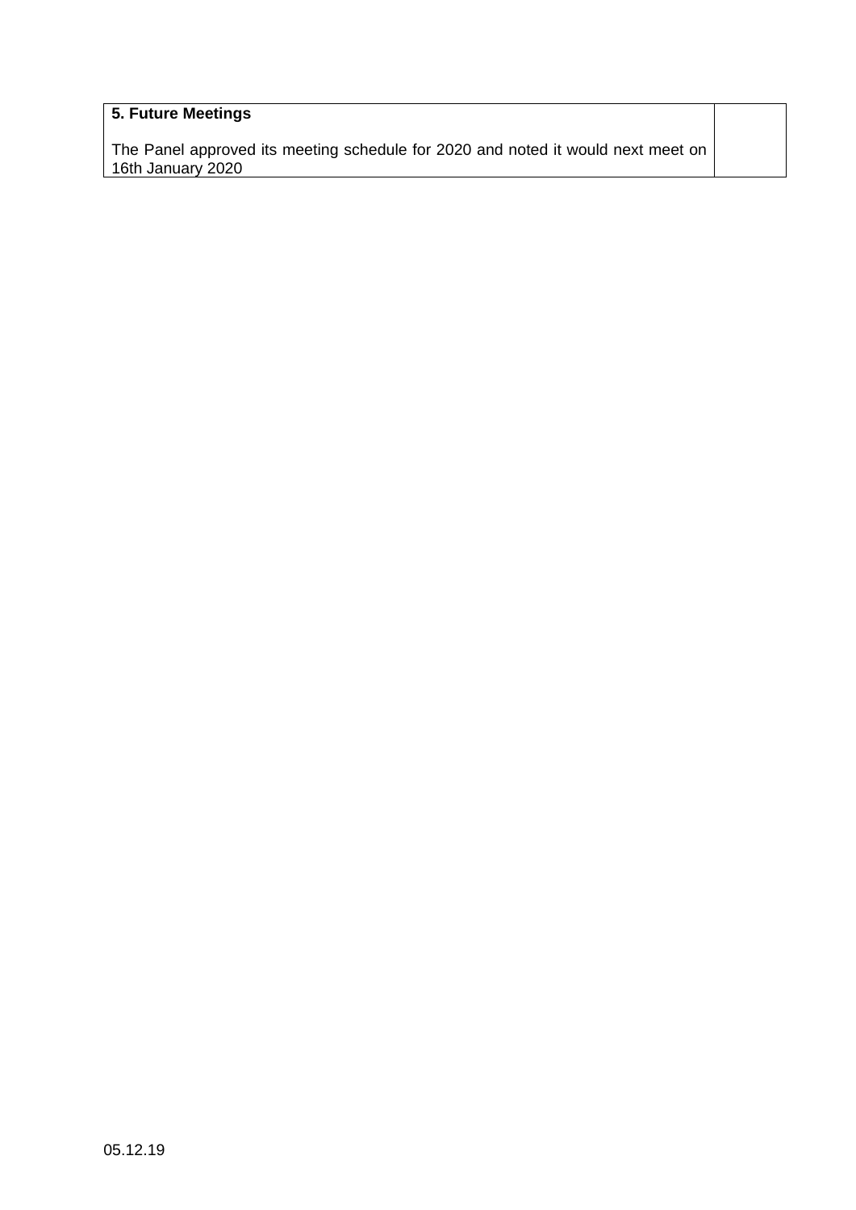| | |
|---|---|
| **5. Future Meetings**<br><br>The Panel approved its meeting schedule for 2020 and noted it would next meet on 16th January 2020 | |

05.12.19